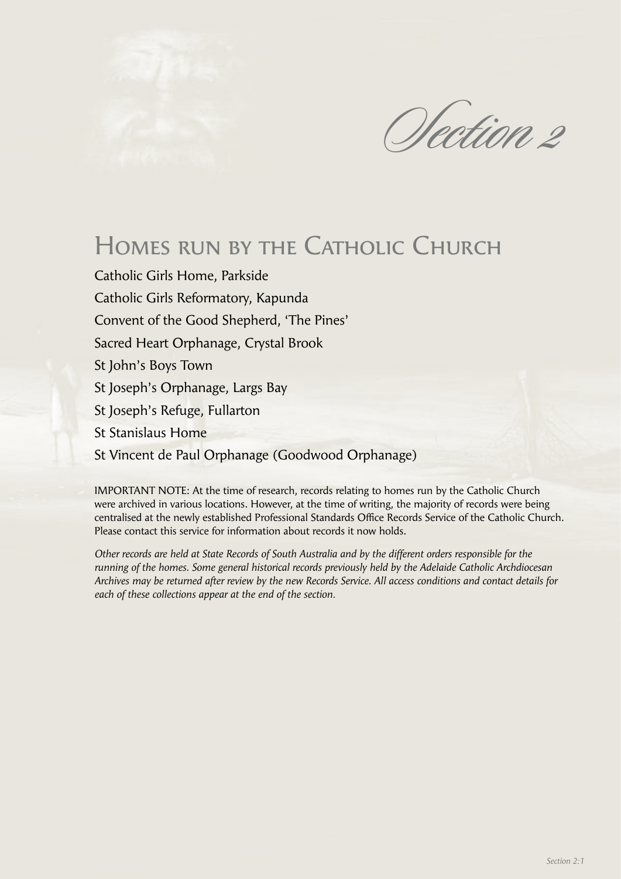# Section 2

## Homes run by the Catholic Church

Catholic Girls Home, Parkside

Catholic Girls Reformatory, Kapunda

Convent of the Good Shepherd, 'The Pines'

Sacred Heart Orphanage, Crystal Brook

St John's Boys Town

St Joseph's Orphanage, Largs Bay

St Joseph's Refuge, Fullarton

St Stanislaus Home

St Vincent de Paul Orphanage (Goodwood Orphanage)

IMPORTANT NOTE: At the time of research, records relating to homes run by the Catholic Church were archived in various locations. However, at the time of writing, the majority of records were being centralised at the newly established Professional Standards Office Records Service of the Catholic Church. Please contact this service for information about records it now holds.

*Other records are held at State Records of South Australia and by the different orders responsible for the running of the homes. Some general historical records previously held by the Adelaide Catholic Archdiocesan Archives may be returned after review by the new Records Service. All access conditions and contact details for each of these collections appear at the end of the section.*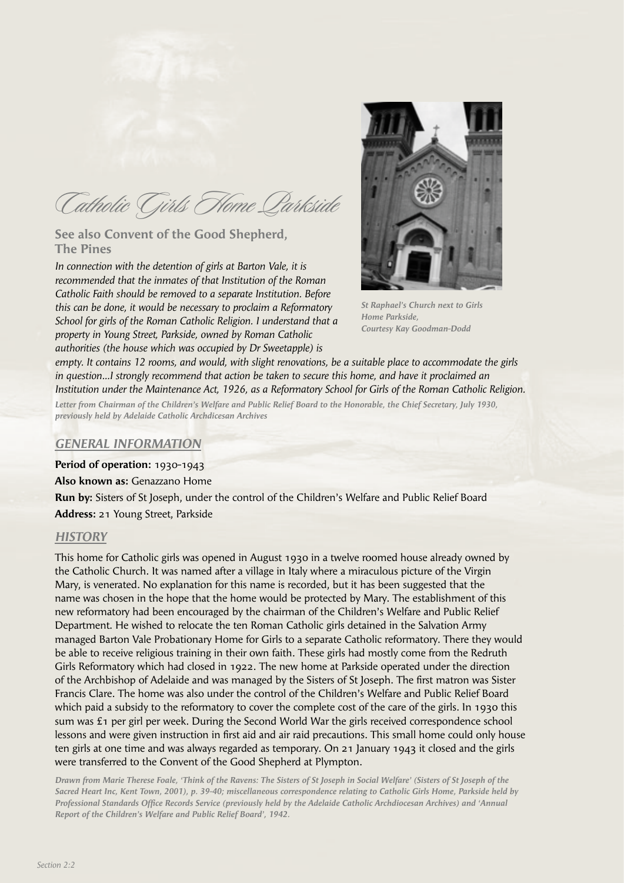# Catholic Girls Home Parkside

## See also Convent of the Good Shepherd, The Pines

*In connection with the detention of girls at Barton Vale, it is recommended that the inmates of that Institution of the Roman Catholic Faith should be removed to a separate Institution. Before this can be done, it would be necessary to proclaim a Reformatory School for girls of the Roman Catholic Religion. I understand that a property in Young Street, Parkside, owned by Roman Catholic authorities (the house which was occupied by Dr Sweetapple) is empty. It contains 12 rooms, and would, with slight renovations, be a suitable place to accommodate the girls in question...I strongly recommend that action be taken to secure this home, and have it proclaimed an Institution under the Maintenance Act, 1926, as a Reformatory School for Girls of the Roman Catholic Religion.*

***Letter from Chairman of the Children's Welfare and Public Relief Board to the Honorable, the Chief Secretary, July 1930, previously held by Adelaide Catholic Archdicesan Archives***

*St Raphael's Church next to Girls Home Parkside, Courtesy Kay Goodman-Dodd*

## GENERAL INFORMATION

**Period of operation:** 1930-1943

**Also known as:** Genazzano Home

**Run by:** Sisters of St Joseph, under the control of the Children's Welfare and Public Relief Board

**Address:** 21 Young Street, Parkside

## HISTORY

This home for Catholic girls was opened in August 1930 in a twelve roomed house already owned by the Catholic Church. It was named after a village in Italy where a miraculous picture of the Virgin Mary, is venerated. No explanation for this name is recorded, but it has been suggested that the name was chosen in the hope that the home would be protected by Mary. The establishment of this new reformatory had been encouraged by the chairman of the Children's Welfare and Public Relief Department. He wished to relocate the ten Roman Catholic girls detained in the Salvation Army managed Barton Vale Probationary Home for Girls to a separate Catholic reformatory. There they would be able to receive religious training in their own faith. These girls had mostly come from the Redruth Girls Reformatory which had closed in 1922. The new home at Parkside operated under the direction of the Archbishop of Adelaide and was managed by the Sisters of St Joseph. The first matron was Sister Francis Clare. The home was also under the control of the Children's Welfare and Public Relief Board which paid a subsidy to the reformatory to cover the complete cost of the care of the girls. In 1930 this sum was £1 per girl per week. During the Second World War the girls received correspondence school lessons and were given instruction in first aid and air raid precautions. This small home could only house ten girls at one time and was always regarded as temporary. On 21 January 1943 it closed and the girls were transferred to the Convent of the Good Shepherd at Plympton.

***Drawn from Marie Therese Foale, 'Think of the Ravens: The Sisters of St Joseph in Social Welfare' (Sisters of St Joseph of the Sacred Heart Inc, Kent Town, 2001), p. 39-40; miscellaneous correspondence relating to Catholic Girls Home, Parkside held by Professional Standards Office Records Service (previously held by the Adelaide Catholic Archdiocesan Archives) and 'Annual Report of the Children's Welfare and Public Relief Board', 1942.***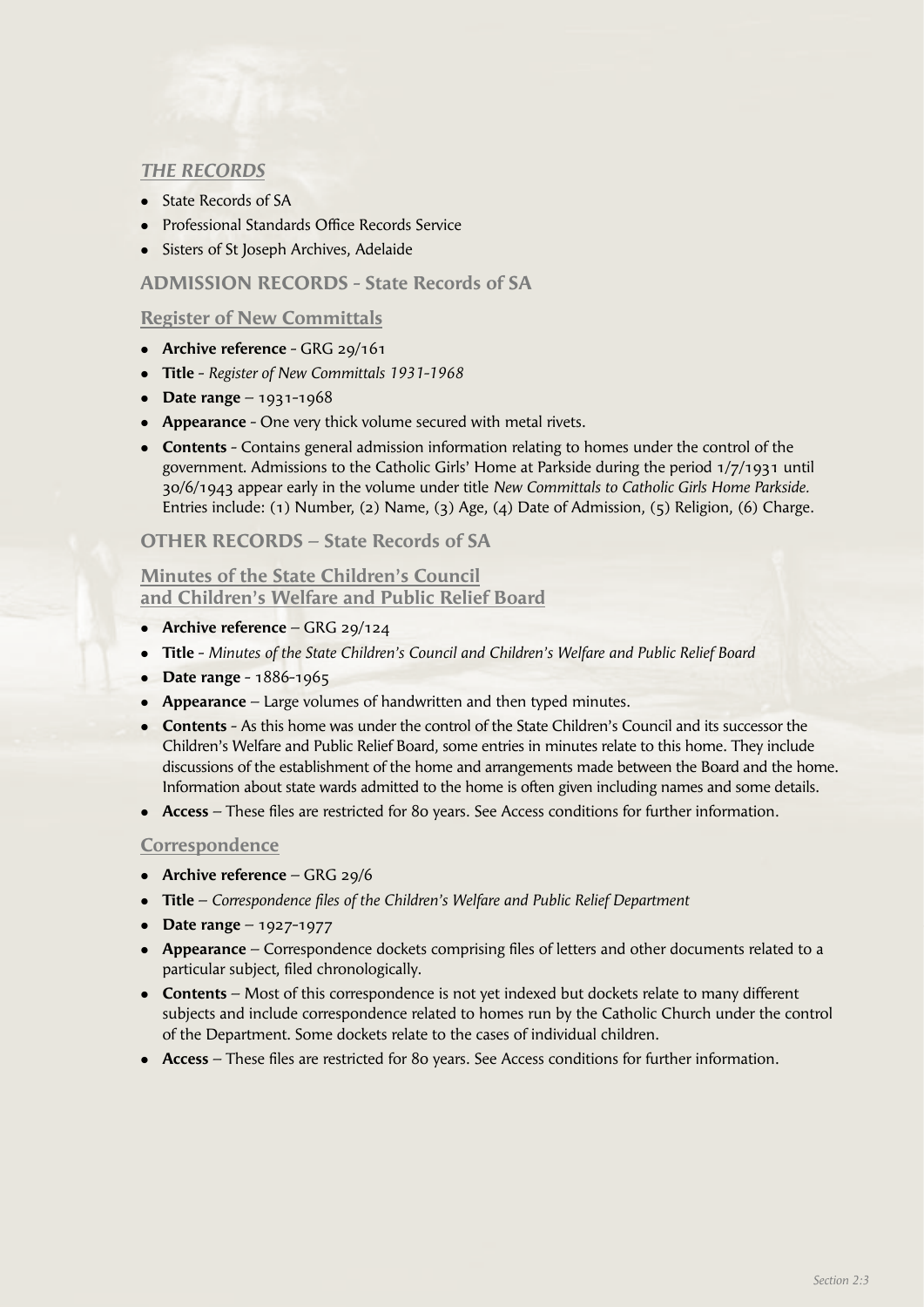## *THE RECORDS*

- State Records of SA
- Professional Standards Office Records Service
- Sisters of St Joseph Archives, Adelaide

## ADMISSION RECORDS - State Records of SA

### Register of New Committals

- **Archive reference** - GRG 29/161
- **Title** - *Register of New Committals 1931-1968*
- **Date range** – 1931-1968
- **Appearance** - One very thick volume secured with metal rivets.
- **Contents** - Contains general admission information relating to homes under the control of the government. Admissions to the Catholic Girls' Home at Parkside during the period 1/7/1931 until 30/6/1943 appear early in the volume under title *New Committals to Catholic Girls Home Parkside.* Entries include: (1) Number, (2) Name, (3) Age, (4) Date of Admission, (5) Religion, (6) Charge.

## OTHER RECORDS – State Records of SA

### Minutes of the State Children's Council and Children's Welfare and Public Relief Board

- **Archive reference** – GRG 29/124
- **Title** - *Minutes of the State Children's Council and Children's Welfare and Public Relief Board*
- **Date range** - 1886-1965
- **Appearance** – Large volumes of handwritten and then typed minutes.
- **Contents** - As this home was under the control of the State Children's Council and its successor the Children's Welfare and Public Relief Board, some entries in minutes relate to this home. They include discussions of the establishment of the home and arrangements made between the Board and the home. Information about state wards admitted to the home is often given including names and some details.
- **Access** – These files are restricted for 80 years. See Access conditions for further information.

### Correspondence

- **Archive reference** – GRG 29/6
- **Title** – *Correspondence files of the Children's Welfare and Public Relief Department*
- **Date range** – 1927-1977
- **Appearance** – Correspondence dockets comprising files of letters and other documents related to a particular subject, filed chronologically.
- **Contents** – Most of this correspondence is not yet indexed but dockets relate to many different subjects and include correspondence related to homes run by the Catholic Church under the control of the Department. Some dockets relate to the cases of individual children.
- **Access** – These files are restricted for 80 years. See Access conditions for further information.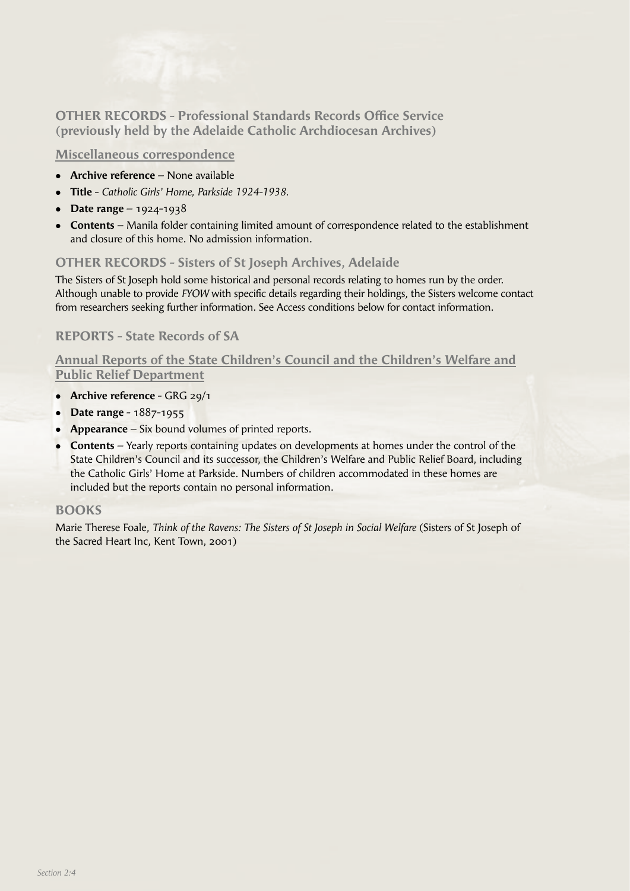## OTHER RECORDS - Professional Standards Records Office Service (previously held by the Adelaide Catholic Archdiocesan Archives)

### Miscellaneous correspondence

- **Archive reference** – None available
- **Title** - *Catholic Girls' Home, Parkside 1924-1938.*
- **Date range** – 1924-1938
- **Contents** – Manila folder containing limited amount of correspondence related to the establishment and closure of this home. No admission information.

## OTHER RECORDS - Sisters of St Joseph Archives, Adelaide

The Sisters of St Joseph hold some historical and personal records relating to homes run by the order. Although unable to provide *FYOW* with specific details regarding their holdings, the Sisters welcome contact from researchers seeking further information. See Access conditions below for contact information.

## REPORTS - State Records of SA

### Annual Reports of the State Children's Council and the Children's Welfare and Public Relief Department

- **Archive reference** - GRG 29/1
- **Date range** - 1887-1955
- **Appearance** – Six bound volumes of printed reports.
- **Contents** – Yearly reports containing updates on developments at homes under the control of the State Children's Council and its successor, the Children's Welfare and Public Relief Board, including the Catholic Girls' Home at Parkside. Numbers of children accommodated in these homes are included but the reports contain no personal information.

## BOOKS

Marie Therese Foale, *Think of the Ravens: The Sisters of St Joseph in Social Welfare* (Sisters of St Joseph of the Sacred Heart Inc, Kent Town, 2001)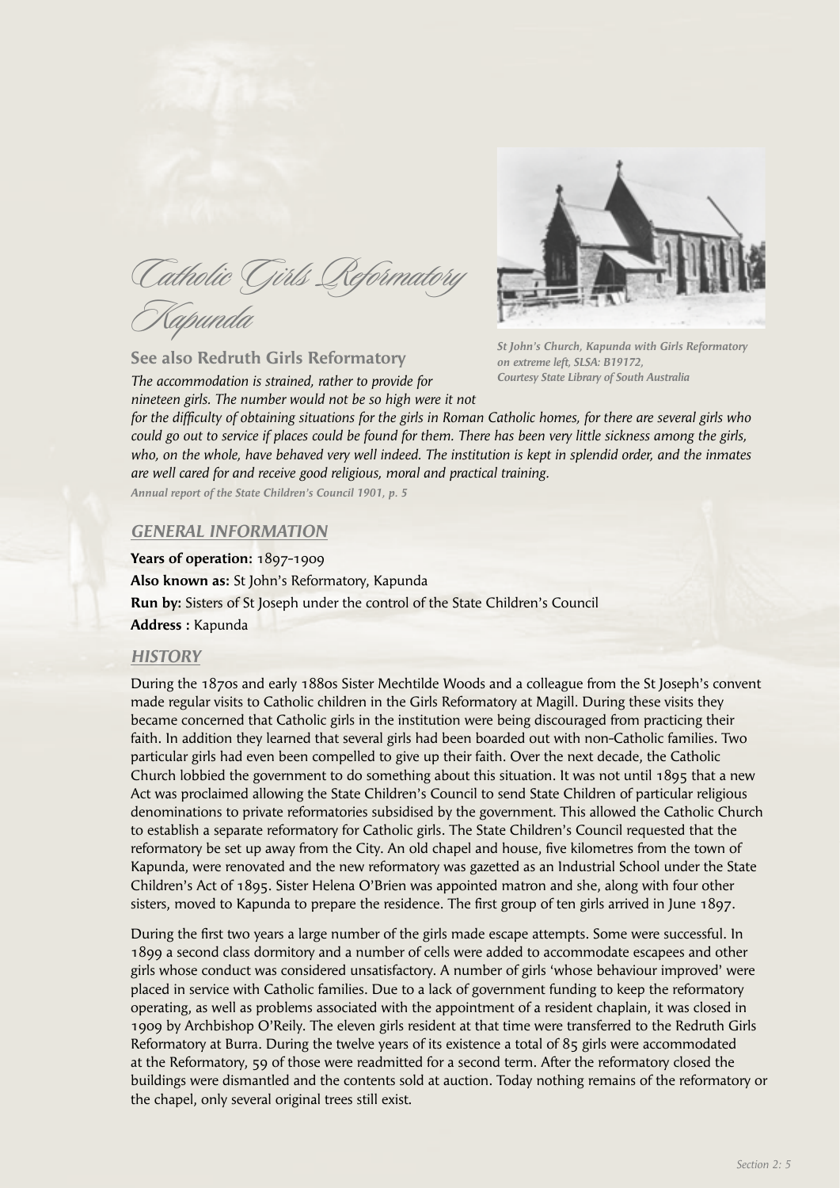# Catholic Girls Reformatory Kapunda

St John's Church, Kapunda with Girls Reformatory on extreme left, SLSA: B19172, Courtesy State Library of South Australia

**See also Redruth Girls Reformatory**

*The accommodation is strained, rather to provide for nineteen girls. The number would not be so high were it not for the difficulty of obtaining situations for the girls in Roman Catholic homes, for there are several girls who could go out to service if places could be found for them. There has been very little sickness among the girls, who, on the whole, have behaved very well indeed. The institution is kept in splendid order, and the inmates are well cared for and receive good religious, moral and practical training.*

*Annual report of the State Children's Council 1901, p. 5*

## GENERAL INFORMATION

**Years of operation:** 1897-1909

**Also known as:** St John's Reformatory, Kapunda

**Run by:** Sisters of St Joseph under the control of the State Children's Council

**Address :** Kapunda

## HISTORY

During the 1870s and early 1880s Sister Mechtilde Woods and a colleague from the St Joseph's convent made regular visits to Catholic children in the Girls Reformatory at Magill. During these visits they became concerned that Catholic girls in the institution were being discouraged from practicing their faith. In addition they learned that several girls had been boarded out with non-Catholic families. Two particular girls had even been compelled to give up their faith. Over the next decade, the Catholic Church lobbied the government to do something about this situation. It was not until 1895 that a new Act was proclaimed allowing the State Children's Council to send State Children of particular religious denominations to private reformatories subsidised by the government. This allowed the Catholic Church to establish a separate reformatory for Catholic girls. The State Children's Council requested that the reformatory be set up away from the City. An old chapel and house, five kilometres from the town of Kapunda, were renovated and the new reformatory was gazetted as an Industrial School under the State Children's Act of 1895. Sister Helena O'Brien was appointed matron and she, along with four other sisters, moved to Kapunda to prepare the residence. The first group of ten girls arrived in June 1897.

During the first two years a large number of the girls made escape attempts. Some were successful. In 1899 a second class dormitory and a number of cells were added to accommodate escapees and other girls whose conduct was considered unsatisfactory. A number of girls 'whose behaviour improved' were placed in service with Catholic families. Due to a lack of government funding to keep the reformatory operating, as well as problems associated with the appointment of a resident chaplain, it was closed in 1909 by Archbishop O'Reily. The eleven girls resident at that time were transferred to the Redruth Girls Reformatory at Burra. During the twelve years of its existence a total of 85 girls were accommodated at the Reformatory, 59 of those were readmitted for a second term. After the reformatory closed the buildings were dismantled and the contents sold at auction. Today nothing remains of the reformatory or the chapel, only several original trees still exist.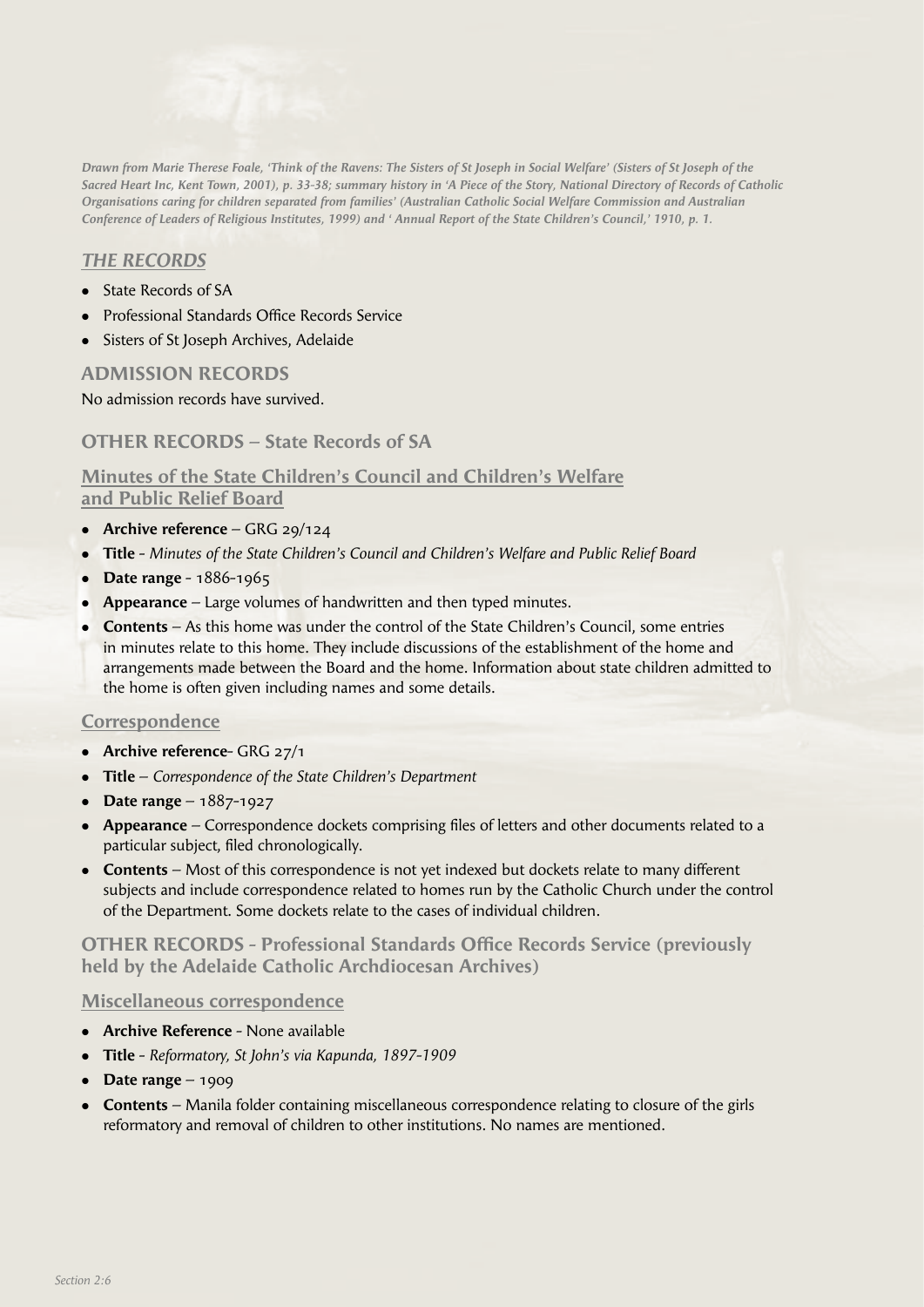*Drawn from Marie Therese Foale, 'Think of the Ravens: The Sisters of St Joseph in Social Welfare' (Sisters of St Joseph of the Sacred Heart Inc, Kent Town, 2001), p. 33-38; summary history in 'A Piece of the Story, National Directory of Records of Catholic Organisations caring for children separated from families' (Australian Catholic Social Welfare Commission and Australian Conference of Leaders of Religious Institutes, 1999) and ' Annual Report of the State Children's Council,' 1910, p. 1.*

## *THE RECORDS*

- State Records of SA
- Professional Standards Office Records Service
- Sisters of St Joseph Archives, Adelaide

### ADMISSION RECORDS

No admission records have survived.

### OTHER RECORDS – State Records of SA

#### Minutes of the State Children's Council and Children's Welfare and Public Relief Board

- **Archive reference** – GRG 29/124
- **Title** - *Minutes of the State Children's Council and Children's Welfare and Public Relief Board*
- **Date range** - 1886-1965
- **Appearance** – Large volumes of handwritten and then typed minutes.
- **Contents** – As this home was under the control of the State Children's Council, some entries in minutes relate to this home. They include discussions of the establishment of the home and arrangements made between the Board and the home. Information about state children admitted to the home is often given including names and some details.

#### Correspondence

- **Archive reference**- GRG 27/1
- **Title** – *Correspondence of the State Children's Department*
- **Date range** – 1887-1927
- **Appearance** – Correspondence dockets comprising files of letters and other documents related to a particular subject, filed chronologically.
- **Contents** – Most of this correspondence is not yet indexed but dockets relate to many different subjects and include correspondence related to homes run by the Catholic Church under the control of the Department. Some dockets relate to the cases of individual children.

### OTHER RECORDS - Professional Standards Office Records Service (previously held by the Adelaide Catholic Archdiocesan Archives)

#### Miscellaneous correspondence

- **Archive Reference** - None available
- **Title** - *Reformatory, St John's via Kapunda, 1897-1909*
- **Date range** – 1909
- **Contents** – Manila folder containing miscellaneous correspondence relating to closure of the girls reformatory and removal of children to other institutions. No names are mentioned.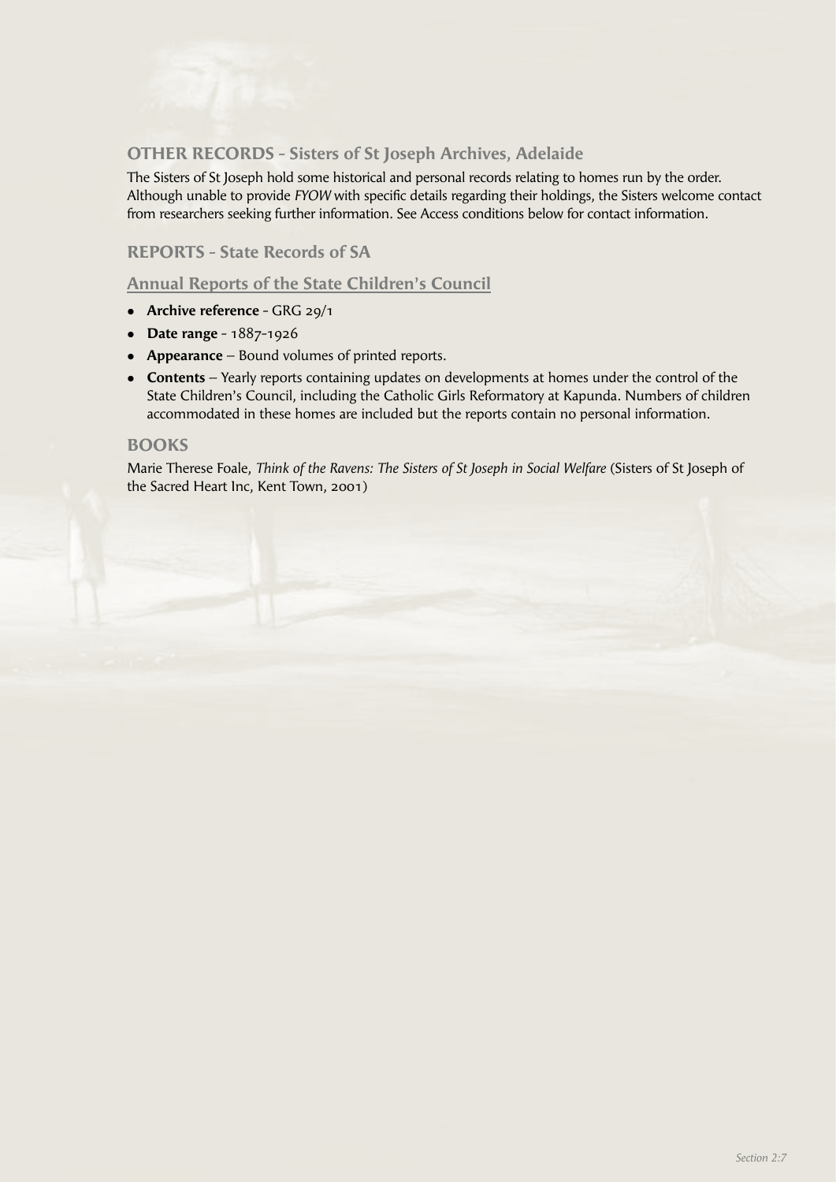## OTHER RECORDS - Sisters of St Joseph Archives, Adelaide

The Sisters of St Joseph hold some historical and personal records relating to homes run by the order. Although unable to provide *FYOW* with specific details regarding their holdings, the Sisters welcome contact from researchers seeking further information. See Access conditions below for contact information.

## REPORTS - State Records of SA

### Annual Reports of the State Children's Council

- **Archive reference** - GRG 29/1
- **Date range** - 1887-1926
- **Appearance** – Bound volumes of printed reports.
- **Contents** – Yearly reports containing updates on developments at homes under the control of the State Children's Council, including the Catholic Girls Reformatory at Kapunda. Numbers of children accommodated in these homes are included but the reports contain no personal information.

## BOOKS

Marie Therese Foale, *Think of the Ravens: The Sisters of St Joseph in Social Welfare* (Sisters of St Joseph of the Sacred Heart Inc, Kent Town, 2001)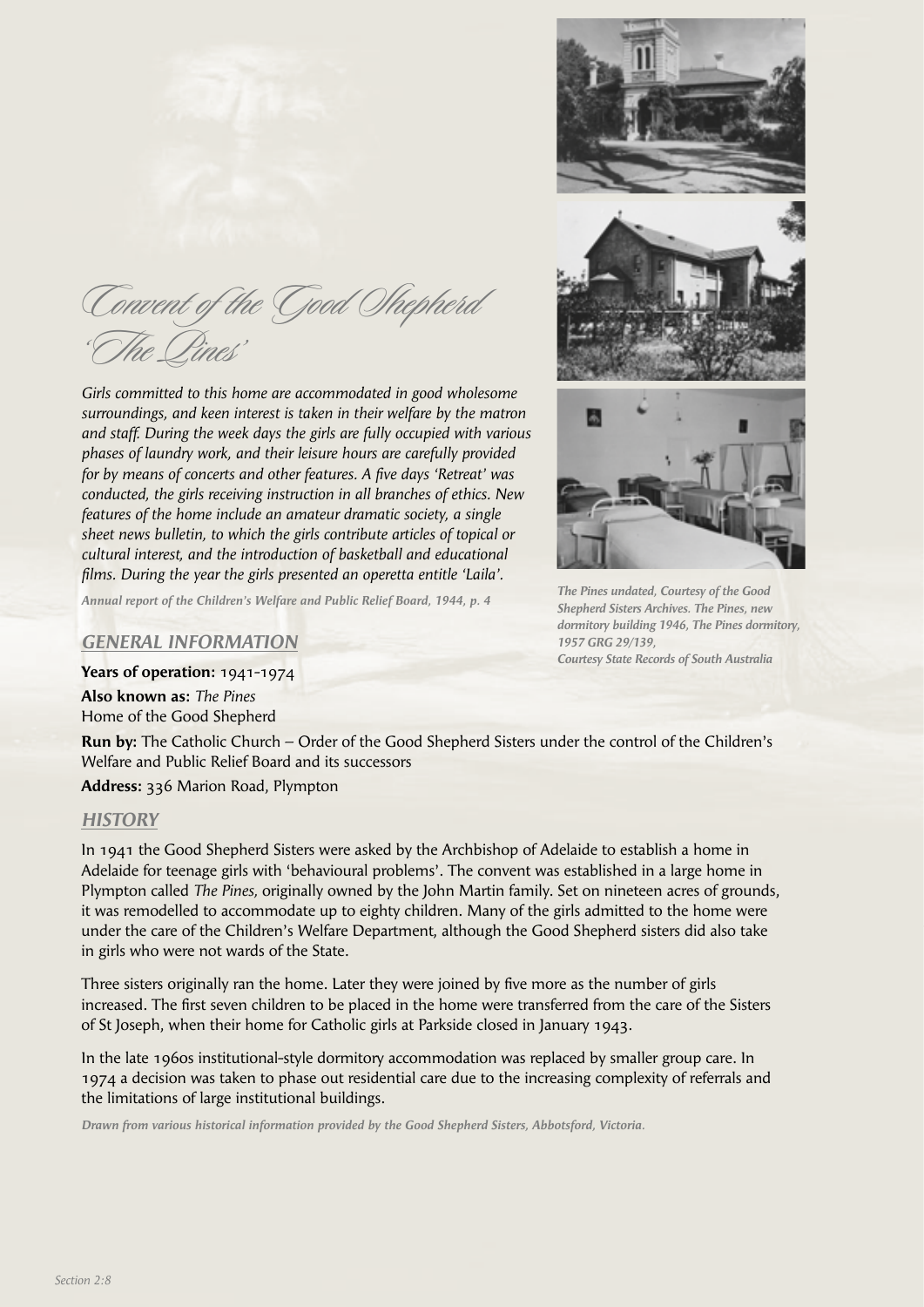# Convent of the Good Shepherd 'The Pines'

*Girls committed to this home are accommodated in good wholesome surroundings, and keen interest is taken in their welfare by the matron and staff. During the week days the girls are fully occupied with various phases of laundry work, and their leisure hours are carefully provided for by means of concerts and other features. A five days 'Retreat' was conducted, the girls receiving instruction in all branches of ethics. New features of the home include an amateur dramatic society, a single sheet news bulletin, to which the girls contribute articles of topical or cultural interest, and the introduction of basketball and educational films. During the year the girls presented an operetta entitle 'Laila'.*

***Annual report of the Children's Welfare and Public Relief Board, 1944, p. 4***

*The Pines undated, Courtesy of the Good Shepherd Sisters Archives. The Pines, new dormitory building 1946, The Pines dormitory, 1957 GRG 29/139, Courtesy State Records of South Australia*

## GENERAL INFORMATION

**Years of operation:** 1941-1974

**Also known as:** *The Pines*
Home of the Good Shepherd

**Run by:** The Catholic Church – Order of the Good Shepherd Sisters under the control of the Children's Welfare and Public Relief Board and its successors

**Address:** 336 Marion Road, Plympton

## HISTORY

In 1941 the Good Shepherd Sisters were asked by the Archbishop of Adelaide to establish a home in Adelaide for teenage girls with 'behavioural problems'. The convent was established in a large home in Plympton called *The Pines,* originally owned by the John Martin family. Set on nineteen acres of grounds, it was remodelled to accommodate up to eighty children. Many of the girls admitted to the home were under the care of the Children's Welfare Department, although the Good Shepherd sisters did also take in girls who were not wards of the State.

Three sisters originally ran the home. Later they were joined by five more as the number of girls increased. The first seven children to be placed in the home were transferred from the care of the Sisters of St Joseph, when their home for Catholic girls at Parkside closed in January 1943.

In the late 1960s institutional-style dormitory accommodation was replaced by smaller group care. In 1974 a decision was taken to phase out residential care due to the increasing complexity of referrals and the limitations of large institutional buildings.

***Drawn from various historical information provided by the Good Shepherd Sisters, Abbotsford, Victoria.***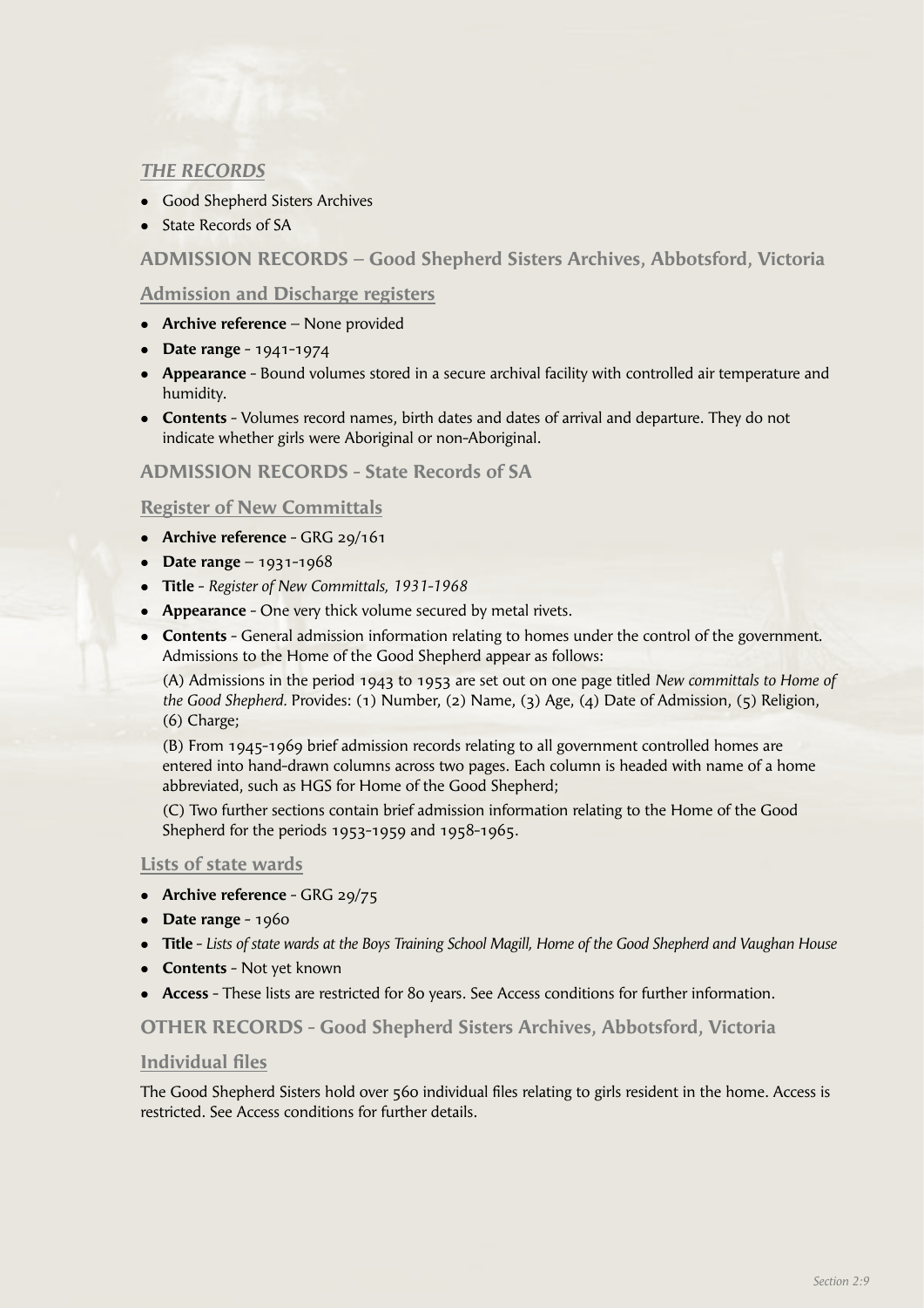## *THE RECORDS*

- Good Shepherd Sisters Archives
- State Records of SA

### ADMISSION RECORDS – Good Shepherd Sisters Archives, Abbotsford, Victoria

#### Admission and Discharge registers

- **Archive reference** – None provided
- **Date range** - 1941-1974
- **Appearance** - Bound volumes stored in a secure archival facility with controlled air temperature and humidity.
- **Contents** - Volumes record names, birth dates and dates of arrival and departure. They do not indicate whether girls were Aboriginal or non-Aboriginal.

### ADMISSION RECORDS - State Records of SA

#### Register of New Committals

- **Archive reference** - GRG 29/161
- **Date range** – 1931-1968
- **Title** - *Register of New Committals, 1931-1968*
- **Appearance** - One very thick volume secured by metal rivets.
- **Contents** - General admission information relating to homes under the control of the government. Admissions to the Home of the Good Shepherd appear as follows:

  (A) Admissions in the period 1943 to 1953 are set out on one page titled *New committals to Home of the Good Shepherd.* Provides: (1) Number, (2) Name, (3) Age, (4) Date of Admission, (5) Religion, (6) Charge;

  (B) From 1945-1969 brief admission records relating to all government controlled homes are entered into hand-drawn columns across two pages. Each column is headed with name of a home abbreviated, such as HGS for Home of the Good Shepherd;

  (C) Two further sections contain brief admission information relating to the Home of the Good Shepherd for the periods 1953-1959 and 1958-1965.

#### Lists of state wards

- **Archive reference** - GRG 29/75
- **Date range** - 1960
- **Title** - *Lists of state wards at the Boys Training School Magill, Home of the Good Shepherd and Vaughan House*
- **Contents** - Not yet known
- **Access** - These lists are restricted for 80 years. See Access conditions for further information.

### OTHER RECORDS - Good Shepherd Sisters Archives, Abbotsford, Victoria

#### Individual files

The Good Shepherd Sisters hold over 560 individual files relating to girls resident in the home. Access is restricted. See Access conditions for further details.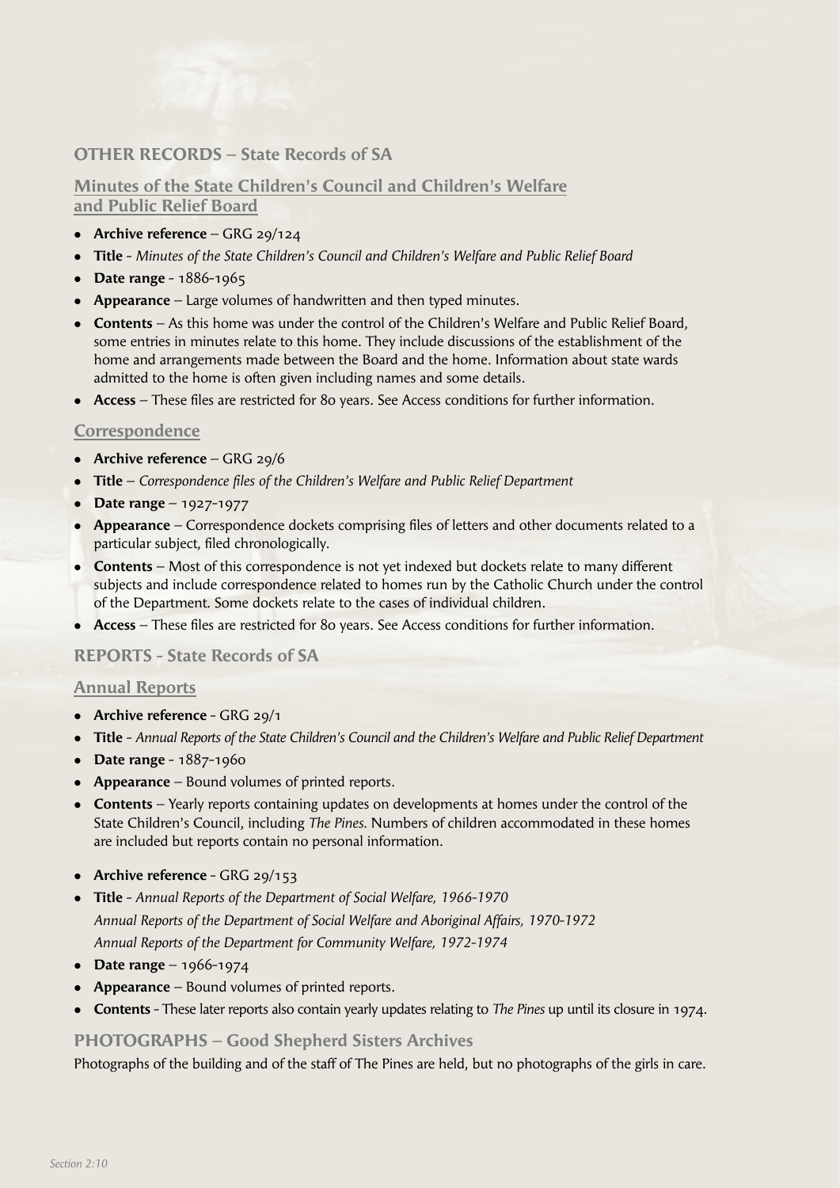## OTHER RECORDS – State Records of SA

### Minutes of the State Children's Council and Children's Welfare and Public Relief Board

- **Archive reference** – GRG 29/124
- **Title** - *Minutes of the State Children's Council and Children's Welfare and Public Relief Board*
- **Date range** - 1886-1965
- **Appearance** – Large volumes of handwritten and then typed minutes.
- **Contents** – As this home was under the control of the Children's Welfare and Public Relief Board, some entries in minutes relate to this home. They include discussions of the establishment of the home and arrangements made between the Board and the home. Information about state wards admitted to the home is often given including names and some details.
- **Access** – These files are restricted for 80 years. See Access conditions for further information.

### Correspondence

- **Archive reference** – GRG 29/6
- **Title** – *Correspondence files of the Children's Welfare and Public Relief Department*
- **Date range** – 1927-1977
- **Appearance** – Correspondence dockets comprising files of letters and other documents related to a particular subject, filed chronologically.
- **Contents** – Most of this correspondence is not yet indexed but dockets relate to many different subjects and include correspondence related to homes run by the Catholic Church under the control of the Department. Some dockets relate to the cases of individual children.
- **Access** – These files are restricted for 80 years. See Access conditions for further information.

## REPORTS - State Records of SA

### Annual Reports

- **Archive reference** - GRG 29/1
- **Title** - *Annual Reports of the State Children's Council and the Children's Welfare and Public Relief Department*
- **Date range** - 1887-1960
- **Appearance** – Bound volumes of printed reports.
- **Contents** – Yearly reports containing updates on developments at homes under the control of the State Children's Council, including *The Pines*. Numbers of children accommodated in these homes are included but reports contain no personal information.

- **Archive reference** - GRG 29/153
- **Title** - *Annual Reports of the Department of Social Welfare, 1966-1970*
  *Annual Reports of the Department of Social Welfare and Aboriginal Affairs, 1970-1972*
  *Annual Reports of the Department for Community Welfare, 1972-1974*
- **Date range** – 1966-1974
- **Appearance** – Bound volumes of printed reports.
- **Contents** - These later reports also contain yearly updates relating to *The Pines* up until its closure in 1974.

## PHOTOGRAPHS – Good Shepherd Sisters Archives

Photographs of the building and of the staff of The Pines are held, but no photographs of the girls in care.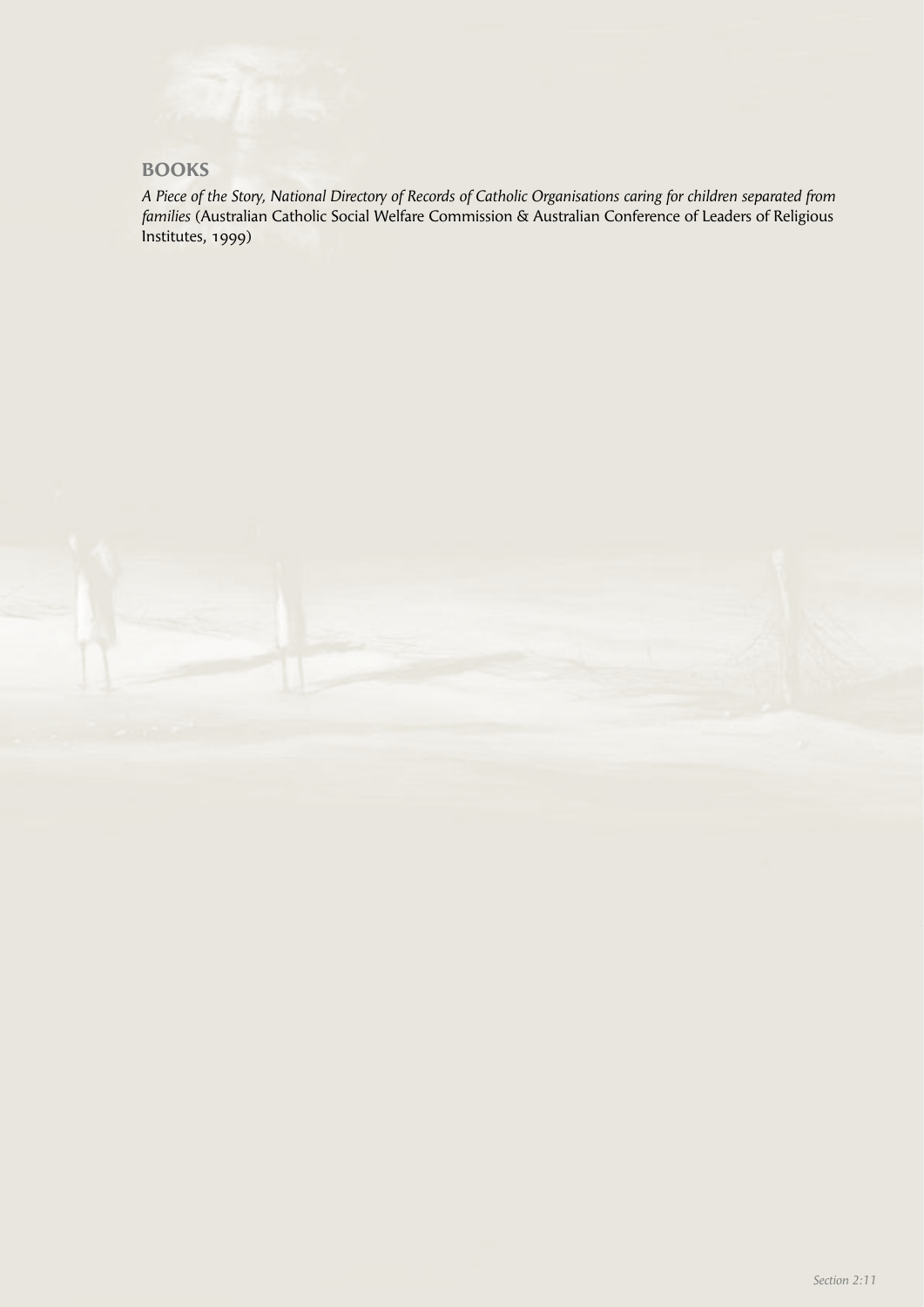## BOOKS

*A Piece of the Story, National Directory of Records of Catholic Organisations caring for children separated from families* (Australian Catholic Social Welfare Commission & Australian Conference of Leaders of Religious Institutes, 1999)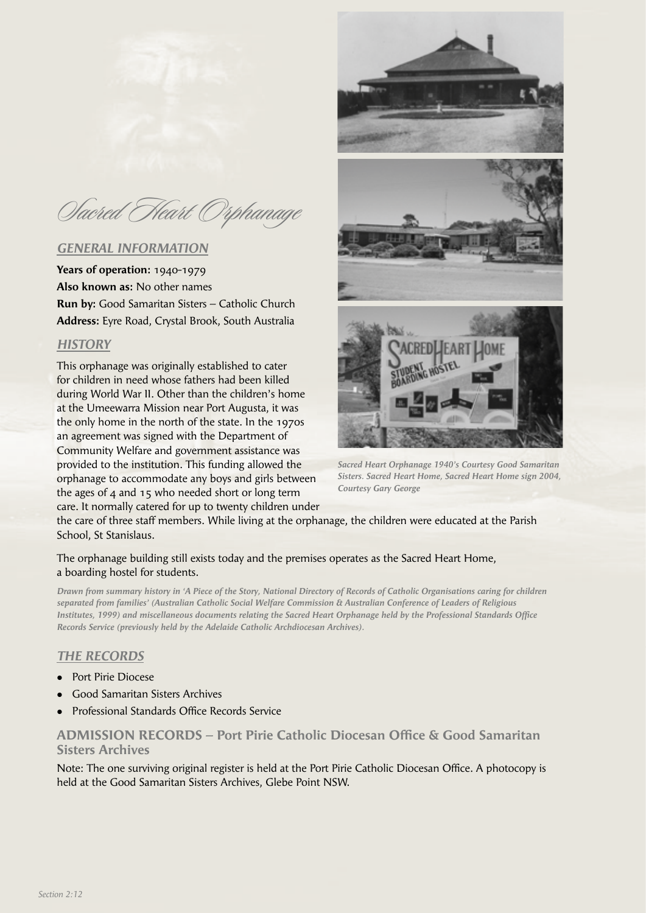# Sacred Heart Orphanage

## GENERAL INFORMATION

**Years of operation:** 1940-1979
**Also known as:** No other names
**Run by:** Good Samaritan Sisters – Catholic Church
**Address:** Eyre Road, Crystal Brook, South Australia

## HISTORY

This orphanage was originally established to cater for children in need whose fathers had been killed during World War II. Other than the children's home at the Umeewarra Mission near Port Augusta, it was the only home in the north of the state. In the 1970s an agreement was signed with the Department of Community Welfare and government assistance was provided to the institution. This funding allowed the orphanage to accommodate any boys and girls between the ages of 4 and 15 who needed short or long term care. It normally catered for up to twenty children under the care of three staff members. While living at the orphanage, the children were educated at the Parish School, St Stanislaus.

*Sacred Heart Orphanage 1940's Courtesy Good Samaritan Sisters. Sacred Heart Home, Sacred Heart Home sign 2004, Courtesy Gary George*

The orphanage building still exists today and the premises operates as the Sacred Heart Home, a boarding hostel for students.

***Drawn from summary history in 'A Piece of the Story, National Directory of Records of Catholic Organisations caring for children separated from families' (Australian Catholic Social Welfare Commission & Australian Conference of Leaders of Religious Institutes, 1999) and miscellaneous documents relating the Sacred Heart Orphanage held by the Professional Standards Office Records Service (previously held by the Adelaide Catholic Archdiocesan Archives).***

## THE RECORDS

- Port Pirie Diocese
- Good Samaritan Sisters Archives
- Professional Standards Office Records Service

### ADMISSION RECORDS – Port Pirie Catholic Diocesan Office & Good Samaritan Sisters Archives

Note: The one surviving original register is held at the Port Pirie Catholic Diocesan Office. A photocopy is held at the Good Samaritan Sisters Archives, Glebe Point NSW.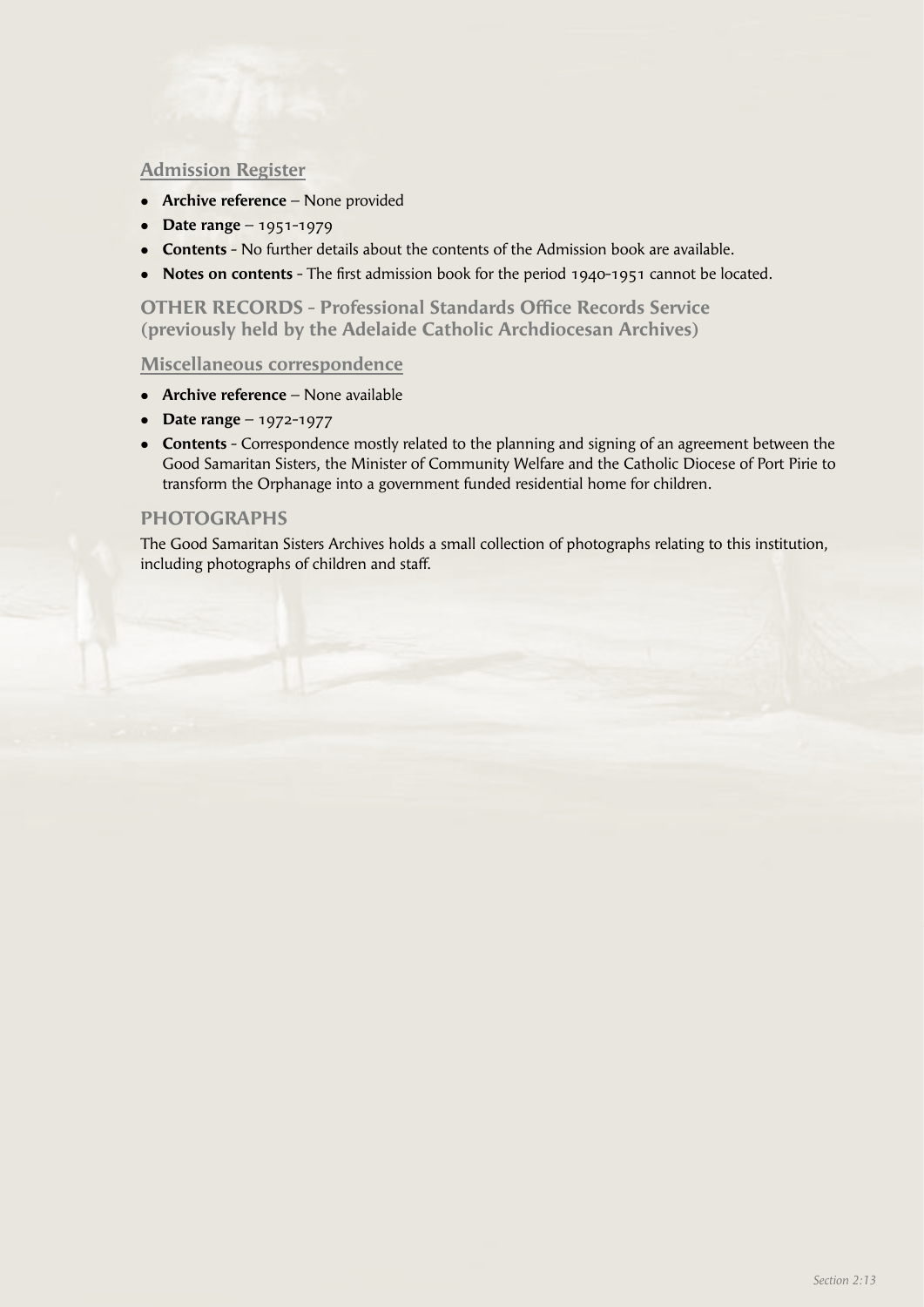### Admission Register

- **Archive reference** – None provided
- **Date range** – 1951-1979
- **Contents** - No further details about the contents of the Admission book are available.
- **Notes on contents** - The first admission book for the period 1940-1951 cannot be located.

## OTHER RECORDS - Professional Standards Office Records Service (previously held by the Adelaide Catholic Archdiocesan Archives)

### Miscellaneous correspondence

- **Archive reference** – None available
- **Date range** – 1972-1977
- **Contents** - Correspondence mostly related to the planning and signing of an agreement between the Good Samaritan Sisters, the Minister of Community Welfare and the Catholic Diocese of Port Pirie to transform the Orphanage into a government funded residential home for children.

## PHOTOGRAPHS

The Good Samaritan Sisters Archives holds a small collection of photographs relating to this institution, including photographs of children and staff.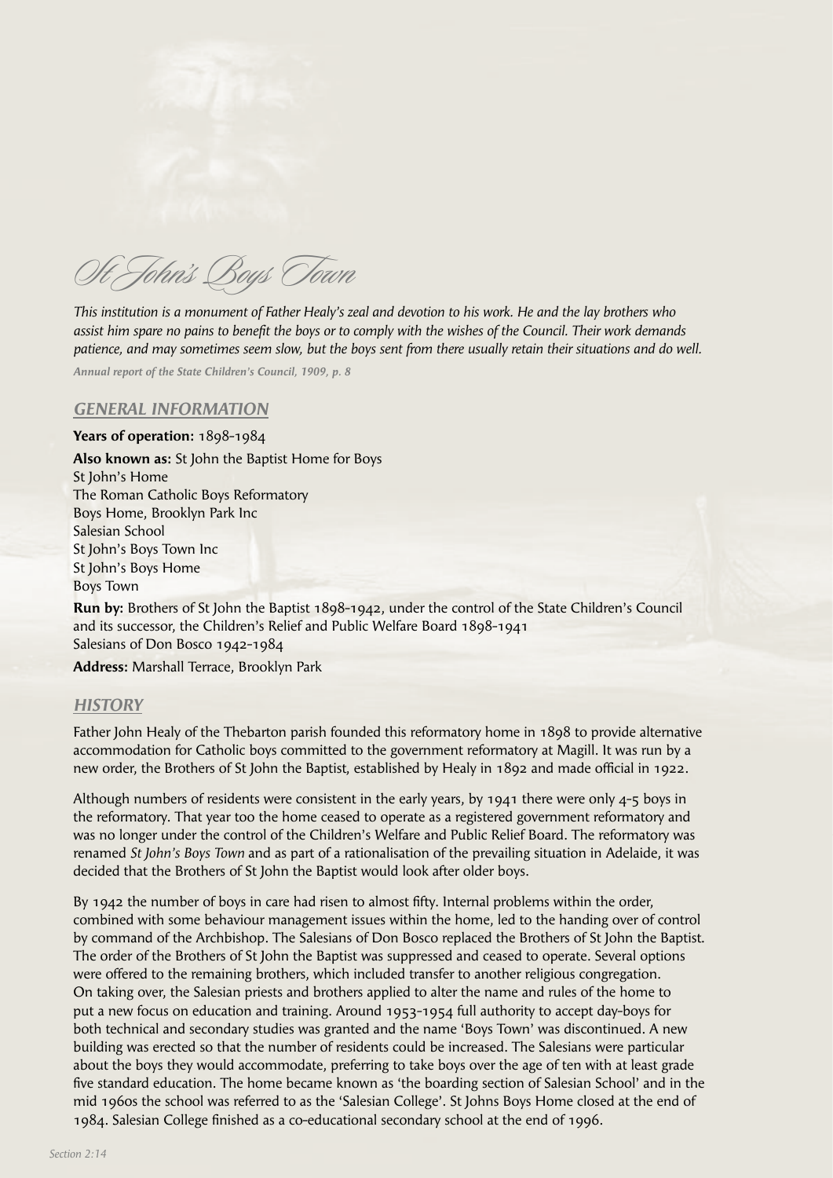# St John's Boys Town

*This institution is a monument of Father Healy's zeal and devotion to his work. He and the lay brothers who assist him spare no pains to benefit the boys or to comply with the wishes of the Council. Their work demands patience, and may sometimes seem slow, but the boys sent from there usually retain their situations and do well.*

*Annual report of the State Children's Council, 1909, p. 8*

## GENERAL INFORMATION

**Years of operation:** 1898-1984

**Also known as:** St John the Baptist Home for Boys
St John's Home
The Roman Catholic Boys Reformatory
Boys Home, Brooklyn Park Inc
Salesian School
St John's Boys Town Inc
St John's Boys Home
Boys Town

**Run by:** Brothers of St John the Baptist 1898-1942, under the control of the State Children's Council and its successor, the Children's Relief and Public Welfare Board 1898-1941
Salesians of Don Bosco 1942-1984

**Address:** Marshall Terrace, Brooklyn Park

## HISTORY

Father John Healy of the Thebarton parish founded this reformatory home in 1898 to provide alternative accommodation for Catholic boys committed to the government reformatory at Magill. It was run by a new order, the Brothers of St John the Baptist, established by Healy in 1892 and made official in 1922.

Although numbers of residents were consistent in the early years, by 1941 there were only 4-5 boys in the reformatory. That year too the home ceased to operate as a registered government reformatory and was no longer under the control of the Children's Welfare and Public Relief Board. The reformatory was renamed *St John's Boys Town* and as part of a rationalisation of the prevailing situation in Adelaide, it was decided that the Brothers of St John the Baptist would look after older boys.

By 1942 the number of boys in care had risen to almost fifty. Internal problems within the order, combined with some behaviour management issues within the home, led to the handing over of control by command of the Archbishop. The Salesians of Don Bosco replaced the Brothers of St John the Baptist. The order of the Brothers of St John the Baptist was suppressed and ceased to operate. Several options were offered to the remaining brothers, which included transfer to another religious congregation. On taking over, the Salesian priests and brothers applied to alter the name and rules of the home to put a new focus on education and training. Around 1953-1954 full authority to accept day-boys for both technical and secondary studies was granted and the name 'Boys Town' was discontinued. A new building was erected so that the number of residents could be increased. The Salesians were particular about the boys they would accommodate, preferring to take boys over the age of ten with at least grade five standard education. The home became known as 'the boarding section of Salesian School' and in the mid 1960s the school was referred to as the 'Salesian College'. St Johns Boys Home closed at the end of 1984. Salesian College finished as a co-educational secondary school at the end of 1996.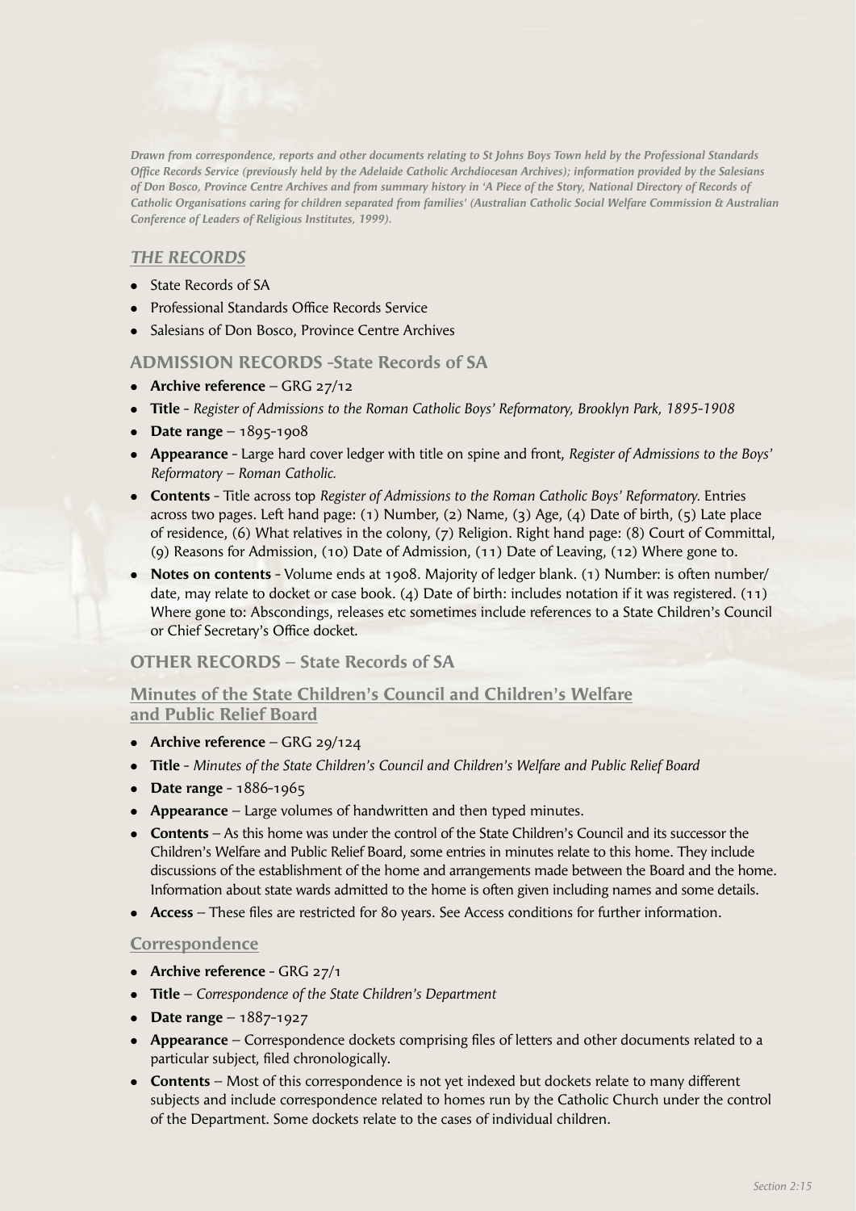*Drawn from correspondence, reports and other documents relating to St Johns Boys Town held by the Professional Standards Office Records Service (previously held by the Adelaide Catholic Archdiocesan Archives); information provided by the Salesians of Don Bosco, Province Centre Archives and from summary history in 'A Piece of the Story, National Directory of Records of Catholic Organisations caring for children separated from families' (Australian Catholic Social Welfare Commission & Australian Conference of Leaders of Religious Institutes, 1999).*

## *THE RECORDS*

- State Records of SA
- Professional Standards Office Records Service
- Salesians of Don Bosco, Province Centre Archives

### ADMISSION RECORDS -State Records of SA

- **Archive reference** – GRG 27/12
- **Title** - *Register of Admissions to the Roman Catholic Boys' Reformatory, Brooklyn Park, 1895-1908*
- **Date range** – 1895-1908
- **Appearance** - Large hard cover ledger with title on spine and front, *Register of Admissions to the Boys' Reformatory – Roman Catholic.*
- **Contents** - Title across top *Register of Admissions to the Roman Catholic Boys' Reformatory.* Entries across two pages. Left hand page: (1) Number, (2) Name, (3) Age, (4) Date of birth, (5) Late place of residence, (6) What relatives in the colony, (7) Religion. Right hand page: (8) Court of Committal, (9) Reasons for Admission, (10) Date of Admission, (11) Date of Leaving, (12) Where gone to.
- **Notes on contents** - Volume ends at 1908. Majority of ledger blank. (1) Number: is often number/ date, may relate to docket or case book. (4) Date of birth: includes notation if it was registered. (11) Where gone to: Abscondings, releases etc sometimes include references to a State Children's Council or Chief Secretary's Office docket.

### OTHER RECORDS – State Records of SA

#### Minutes of the State Children's Council and Children's Welfare and Public Relief Board

- **Archive reference** – GRG 29/124
- **Title** - *Minutes of the State Children's Council and Children's Welfare and Public Relief Board*
- **Date range** - 1886-1965
- **Appearance** – Large volumes of handwritten and then typed minutes.
- **Contents** – As this home was under the control of the State Children's Council and its successor the Children's Welfare and Public Relief Board, some entries in minutes relate to this home. They include discussions of the establishment of the home and arrangements made between the Board and the home. Information about state wards admitted to the home is often given including names and some details.
- **Access** – These files are restricted for 80 years. See Access conditions for further information.

#### Correspondence

- **Archive reference** - GRG 27/1
- **Title** – *Correspondence of the State Children's Department*
- **Date range** – 1887-1927
- **Appearance** – Correspondence dockets comprising files of letters and other documents related to a particular subject, filed chronologically.
- **Contents** – Most of this correspondence is not yet indexed but dockets relate to many different subjects and include correspondence related to homes run by the Catholic Church under the control of the Department. Some dockets relate to the cases of individual children.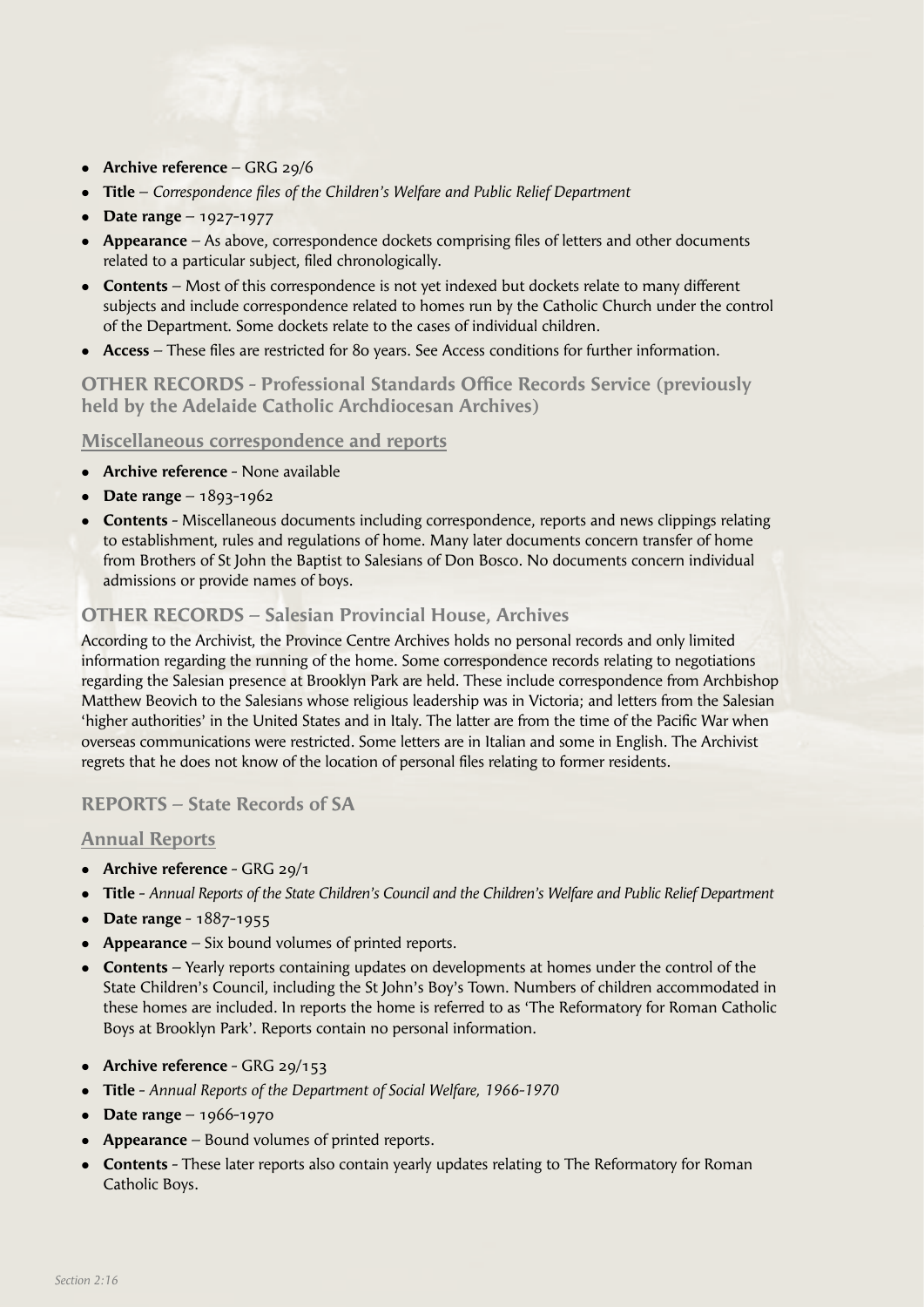- **Archive reference** – GRG 29/6
- **Title** – *Correspondence files of the Children's Welfare and Public Relief Department*
- **Date range** – 1927-1977
- **Appearance** – As above, correspondence dockets comprising files of letters and other documents related to a particular subject, filed chronologically.
- **Contents** – Most of this correspondence is not yet indexed but dockets relate to many different subjects and include correspondence related to homes run by the Catholic Church under the control of the Department. Some dockets relate to the cases of individual children.
- **Access** – These files are restricted for 80 years. See Access conditions for further information.

## OTHER RECORDS - Professional Standards Office Records Service (previously held by the Adelaide Catholic Archdiocesan Archives)

### Miscellaneous correspondence and reports

- **Archive reference** - None available
- **Date range** – 1893-1962
- **Contents** - Miscellaneous documents including correspondence, reports and news clippings relating to establishment, rules and regulations of home. Many later documents concern transfer of home from Brothers of St John the Baptist to Salesians of Don Bosco. No documents concern individual admissions or provide names of boys.

## OTHER RECORDS – Salesian Provincial House, Archives

According to the Archivist, the Province Centre Archives holds no personal records and only limited information regarding the running of the home. Some correspondence records relating to negotiations regarding the Salesian presence at Brooklyn Park are held. These include correspondence from Archbishop Matthew Beovich to the Salesians whose religious leadership was in Victoria; and letters from the Salesian 'higher authorities' in the United States and in Italy. The latter are from the time of the Pacific War when overseas communications were restricted. Some letters are in Italian and some in English. The Archivist regrets that he does not know of the location of personal files relating to former residents.

## REPORTS – State Records of SA

### Annual Reports

- **Archive reference** - GRG 29/1
- **Title** - *Annual Reports of the State Children's Council and the Children's Welfare and Public Relief Department*
- **Date range** - 1887-1955
- **Appearance** – Six bound volumes of printed reports.
- **Contents** – Yearly reports containing updates on developments at homes under the control of the State Children's Council, including the St John's Boy's Town. Numbers of children accommodated in these homes are included. In reports the home is referred to as 'The Reformatory for Roman Catholic Boys at Brooklyn Park'. Reports contain no personal information.

- **Archive reference** - GRG 29/153
- **Title** - *Annual Reports of the Department of Social Welfare, 1966-1970*
- **Date range** – 1966-1970
- **Appearance** – Bound volumes of printed reports.
- **Contents** - These later reports also contain yearly updates relating to The Reformatory for Roman Catholic Boys.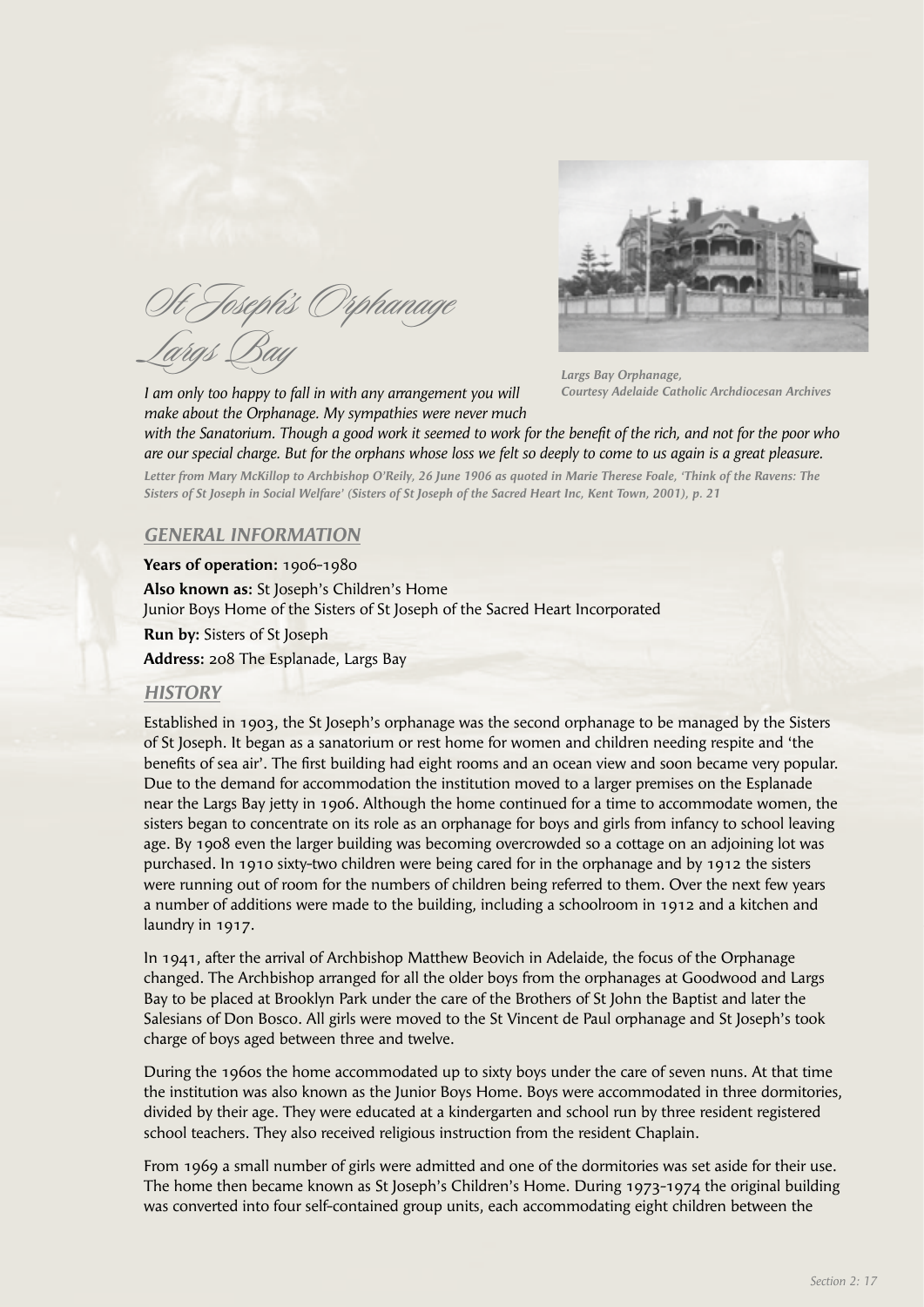# St Joseph's Orphanage Largs Bay

Largs Bay Orphanage,
Courtesy Adelaide Catholic Archdiocesan Archives

*I am only too happy to fall in with any arrangement you will make about the Orphanage. My sympathies were never much with the Sanatorium. Though a good work it seemed to work for the benefit of the rich, and not for the poor who are our special charge. But for the orphans whose loss we felt so deeply to come to us again is a great pleasure.*

*Letter from Mary McKillop to Archbishop O'Reily, 26 June 1906 as quoted in Marie Therese Foale, 'Think of the Ravens: The Sisters of St Joseph in Social Welfare' (Sisters of St Joseph of the Sacred Heart Inc, Kent Town, 2001), p. 21*

## GENERAL INFORMATION

**Years of operation:** 1906-1980

**Also known as:** St Joseph's Children's Home
Junior Boys Home of the Sisters of St Joseph of the Sacred Heart Incorporated

**Run by:** Sisters of St Joseph

**Address:** 208 The Esplanade, Largs Bay

## HISTORY

Established in 1903, the St Joseph's orphanage was the second orphanage to be managed by the Sisters of St Joseph. It began as a sanatorium or rest home for women and children needing respite and 'the benefits of sea air'. The first building had eight rooms and an ocean view and soon became very popular. Due to the demand for accommodation the institution moved to a larger premises on the Esplanade near the Largs Bay jetty in 1906. Although the home continued for a time to accommodate women, the sisters began to concentrate on its role as an orphanage for boys and girls from infancy to school leaving age. By 1908 even the larger building was becoming overcrowded so a cottage on an adjoining lot was purchased. In 1910 sixty-two children were being cared for in the orphanage and by 1912 the sisters were running out of room for the numbers of children being referred to them. Over the next few years a number of additions were made to the building, including a schoolroom in 1912 and a kitchen and laundry in 1917.

In 1941, after the arrival of Archbishop Matthew Beovich in Adelaide, the focus of the Orphanage changed. The Archbishop arranged for all the older boys from the orphanages at Goodwood and Largs Bay to be placed at Brooklyn Park under the care of the Brothers of St John the Baptist and later the Salesians of Don Bosco. All girls were moved to the St Vincent de Paul orphanage and St Joseph's took charge of boys aged between three and twelve.

During the 1960s the home accommodated up to sixty boys under the care of seven nuns. At that time the institution was also known as the Junior Boys Home. Boys were accommodated in three dormitories, divided by their age. They were educated at a kindergarten and school run by three resident registered school teachers. They also received religious instruction from the resident Chaplain.

From 1969 a small number of girls were admitted and one of the dormitories was set aside for their use. The home then became known as St Joseph's Children's Home. During 1973-1974 the original building was converted into four self-contained group units, each accommodating eight children between the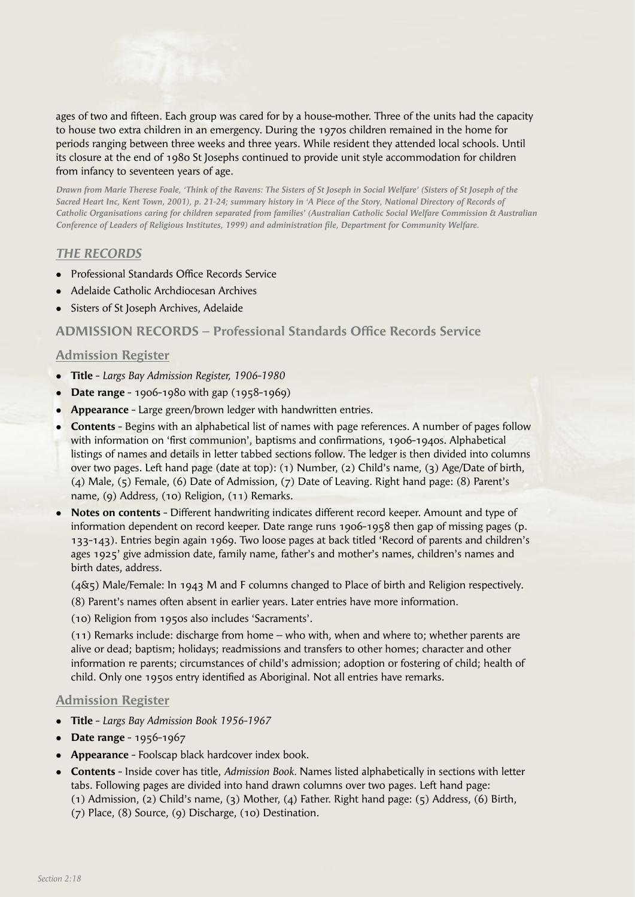ages of two and fifteen. Each group was cared for by a house-mother. Three of the units had the capacity to house two extra children in an emergency. During the 1970s children remained in the home for periods ranging between three weeks and three years. While resident they attended local schools. Until its closure at the end of 1980 St Josephs continued to provide unit style accommodation for children from infancy to seventeen years of age.

***Drawn from Marie Therese Foale, 'Think of the Ravens: The Sisters of St Joseph in Social Welfare' (Sisters of St Joseph of the Sacred Heart Inc, Kent Town, 2001), p. 21-24; summary history in 'A Piece of the Story, National Directory of Records of Catholic Organisations caring for children separated from families' (Australian Catholic Social Welfare Commission & Australian Conference of Leaders of Religious Institutes, 1999) and administration file, Department for Community Welfare.***

## *THE RECORDS*

- Professional Standards Office Records Service
- Adelaide Catholic Archdiocesan Archives
- Sisters of St Joseph Archives, Adelaide

## ADMISSION RECORDS – Professional Standards Office Records Service

### Admission Register

- **Title** - *Largs Bay Admission Register, 1906-1980*
- **Date range** - 1906-1980 with gap (1958-1969)
- **Appearance** - Large green/brown ledger with handwritten entries.
- **Contents** - Begins with an alphabetical list of names with page references. A number of pages follow with information on 'first communion', baptisms and confirmations, 1906-1940s. Alphabetical listings of names and details in letter tabbed sections follow. The ledger is then divided into columns over two pages. Left hand page (date at top): (1) Number, (2) Child's name, (3) Age/Date of birth, (4) Male, (5) Female, (6) Date of Admission, (7) Date of Leaving. Right hand page: (8) Parent's name, (9) Address, (10) Religion, (11) Remarks.
- **Notes on contents** - Different handwriting indicates different record keeper. Amount and type of information dependent on record keeper. Date range runs 1906-1958 then gap of missing pages (p. 133-143). Entries begin again 1969. Two loose pages at back titled 'Record of parents and children's ages 1925' give admission date, family name, father's and mother's names, children's names and birth dates, address.

  (4&5) Male/Female: In 1943 M and F columns changed to Place of birth and Religion respectively.

  (8) Parent's names often absent in earlier years. Later entries have more information.

  (10) Religion from 1950s also includes 'Sacraments'.

  (11) Remarks include: discharge from home – who with, when and where to; whether parents are alive or dead; baptism; holidays; readmissions and transfers to other homes; character and other information re parents; circumstances of child's admission; adoption or fostering of child; health of child. Only one 1950s entry identified as Aboriginal. Not all entries have remarks.

### Admission Register

- **Title** - *Largs Bay Admission Book 1956-1967*
- **Date range** - 1956-1967
- **Appearance** - Foolscap black hardcover index book.
- **Contents** - Inside cover has title, *Admission Book.* Names listed alphabetically in sections with letter tabs. Following pages are divided into hand drawn columns over two pages. Left hand page: (1) Admission, (2) Child's name, (3) Mother, (4) Father. Right hand page: (5) Address, (6) Birth, (7) Place, (8) Source, (9) Discharge, (10) Destination.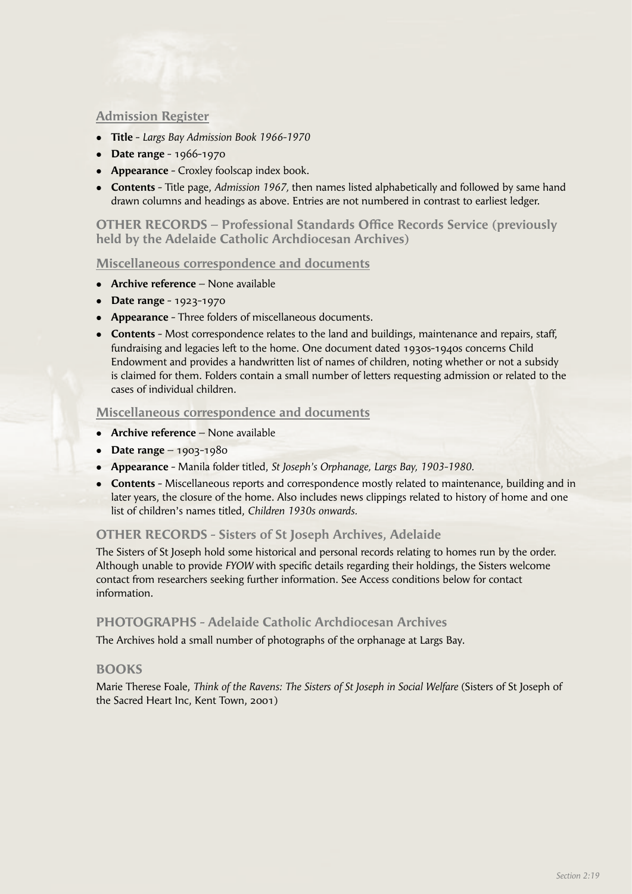### Admission Register

- **Title** - *Largs Bay Admission Book 1966-1970*
- **Date range** - 1966-1970
- **Appearance** - Croxley foolscap index book.
- **Contents** - Title page, *Admission 1967,* then names listed alphabetically and followed by same hand drawn columns and headings as above. Entries are not numbered in contrast to earliest ledger.

## OTHER RECORDS – Professional Standards Office Records Service (previously held by the Adelaide Catholic Archdiocesan Archives)

### Miscellaneous correspondence and documents

- **Archive reference** – None available
- **Date range** - 1923-1970
- **Appearance** - Three folders of miscellaneous documents.
- **Contents** - Most correspondence relates to the land and buildings, maintenance and repairs, staff, fundraising and legacies left to the home. One document dated 1930s-1940s concerns Child Endowment and provides a handwritten list of names of children, noting whether or not a subsidy is claimed for them. Folders contain a small number of letters requesting admission or related to the cases of individual children.

### Miscellaneous correspondence and documents

- **Archive reference** – None available
- **Date range** – 1903-1980
- **Appearance** - Manila folder titled, *St Joseph's Orphanage, Largs Bay, 1903-1980.*
- **Contents** - Miscellaneous reports and correspondence mostly related to maintenance, building and in later years, the closure of the home. Also includes news clippings related to history of home and one list of children's names titled, *Children 1930s onwards.*

## OTHER RECORDS - Sisters of St Joseph Archives, Adelaide

The Sisters of St Joseph hold some historical and personal records relating to homes run by the order. Although unable to provide *FYOW* with specific details regarding their holdings, the Sisters welcome contact from researchers seeking further information. See Access conditions below for contact information.

## PHOTOGRAPHS - Adelaide Catholic Archdiocesan Archives

The Archives hold a small number of photographs of the orphanage at Largs Bay.

## BOOKS

Marie Therese Foale, *Think of the Ravens: The Sisters of St Joseph in Social Welfare* (Sisters of St Joseph of the Sacred Heart Inc, Kent Town, 2001)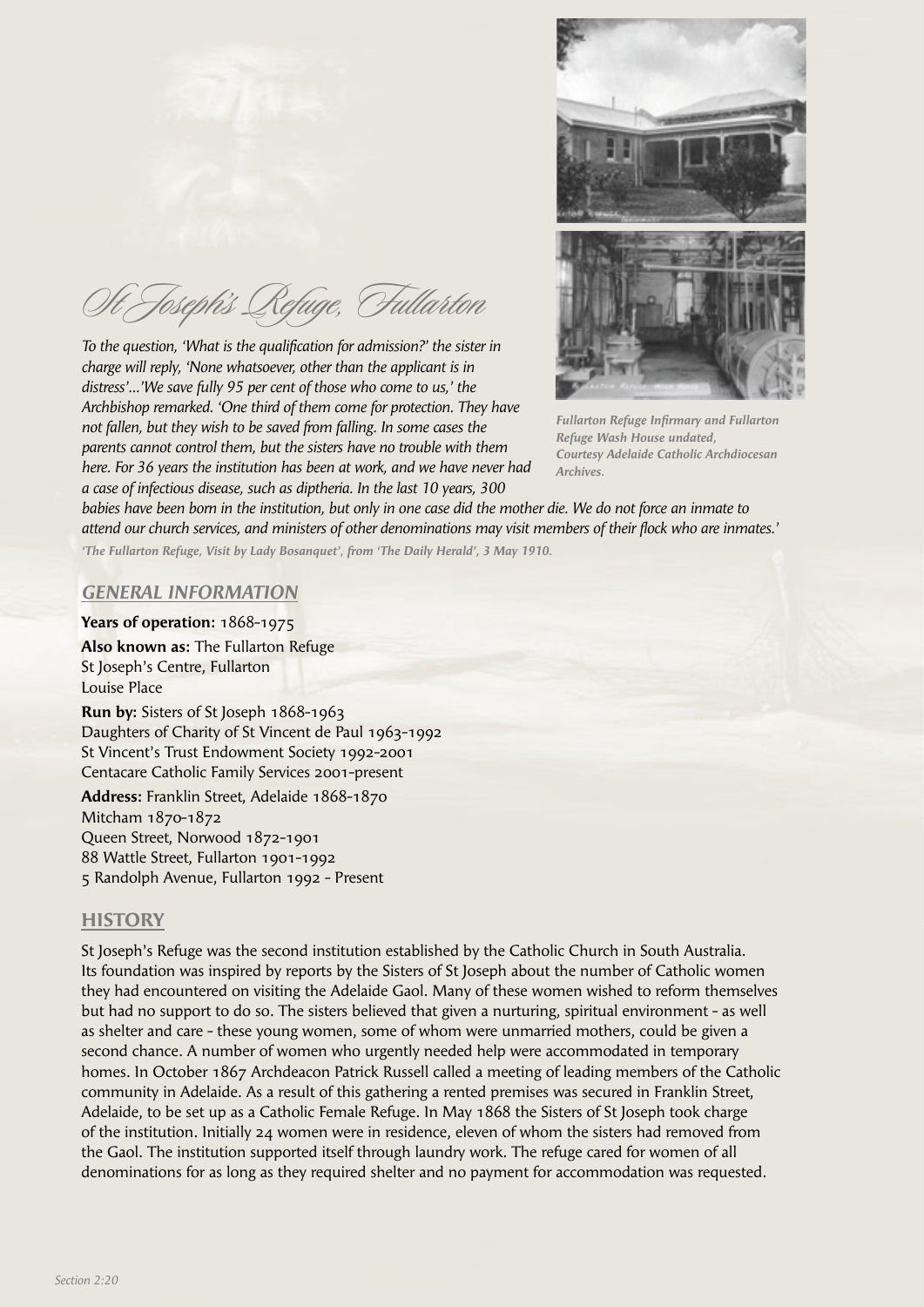# St Joseph's Refuge, Fullarton

*To the question, 'What is the qualification for admission?' the sister in charge will reply, 'None whatsoever, other than the applicant is in distress'...'We save fully 95 per cent of those who come to us,' the Archbishop remarked. 'One third of them come for protection. They have not fallen, but they wish to be saved from falling. In some cases the parents cannot control them, but the sisters have no trouble with them here. For 36 years the institution has been at work, and we have never had a case of infectious disease, such as diptheria. In the last 10 years, 300 babies have been born in the institution, but only in one case did the mother die. We do not force an inmate to attend our church services, and ministers of other denominations may visit members of their flock who are inmates.'*

*'The Fullarton Refuge, Visit by Lady Bosanquet', from 'The Daily Herald', 3 May 1910.*

*Fullarton Refuge Infirmary and Fullarton Refuge Wash House undated, Courtesy Adelaide Catholic Archdiocesan Archives.*

## GENERAL INFORMATION

**Years of operation:** 1868-1975

**Also known as:** The Fullarton Refuge
St Joseph's Centre, Fullarton
Louise Place

**Run by:** Sisters of St Joseph 1868-1963
Daughters of Charity of St Vincent de Paul 1963-1992
St Vincent's Trust Endowment Society 1992-2001
Centacare Catholic Family Services 2001-present

**Address:** Franklin Street, Adelaide 1868-1870
Mitcham 1870-1872
Queen Street, Norwood 1872-1901
88 Wattle Street, Fullarton 1901-1992
5 Randolph Avenue, Fullarton 1992 - Present

## HISTORY

St Joseph's Refuge was the second institution established by the Catholic Church in South Australia. Its foundation was inspired by reports by the Sisters of St Joseph about the number of Catholic women they had encountered on visiting the Adelaide Gaol. Many of these women wished to reform themselves but had no support to do so. The sisters believed that given a nurturing, spiritual environment - as well as shelter and care - these young women, some of whom were unmarried mothers, could be given a second chance. A number of women who urgently needed help were accommodated in temporary homes. In October 1867 Archdeacon Patrick Russell called a meeting of leading members of the Catholic community in Adelaide. As a result of this gathering a rented premises was secured in Franklin Street, Adelaide, to be set up as a Catholic Female Refuge. In May 1868 the Sisters of St Joseph took charge of the institution. Initially 24 women were in residence, eleven of whom the sisters had removed from the Gaol. The institution supported itself through laundry work. The refuge cared for women of all denominations for as long as they required shelter and no payment for accommodation was requested.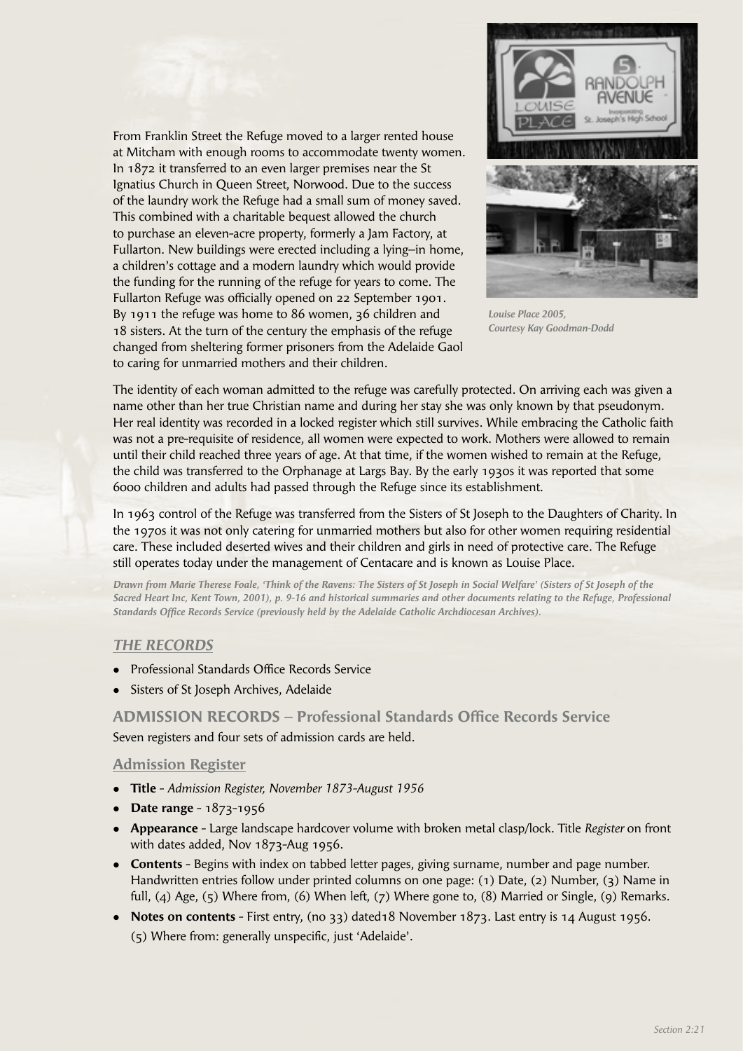From Franklin Street the Refuge moved to a larger rented house at Mitcham with enough rooms to accommodate twenty women. In 1872 it transferred to an even larger premises near the St Ignatius Church in Queen Street, Norwood. Due to the success of the laundry work the Refuge had a small sum of money saved. This combined with a charitable bequest allowed the church to purchase an eleven-acre property, formerly a Jam Factory, at Fullarton. New buildings were erected including a lying–in home, a children's cottage and a modern laundry which would provide the funding for the running of the refuge for years to come. The Fullarton Refuge was officially opened on 22 September 1901. By 1911 the refuge was home to 86 women, 36 children and 18 sisters. At the turn of the century the emphasis of the refuge changed from sheltering former prisoners from the Adelaide Gaol to caring for unmarried mothers and their children.

*Louise Place 2005, Courtesy Kay Goodman-Dodd*

The identity of each woman admitted to the refuge was carefully protected. On arriving each was given a name other than her true Christian name and during her stay she was only known by that pseudonym. Her real identity was recorded in a locked register which still survives. While embracing the Catholic faith was not a pre-requisite of residence, all women were expected to work. Mothers were allowed to remain until their child reached three years of age. At that time, if the women wished to remain at the Refuge, the child was transferred to the Orphanage at Largs Bay. By the early 1930s it was reported that some 6000 children and adults had passed through the Refuge since its establishment.

In 1963 control of the Refuge was transferred from the Sisters of St Joseph to the Daughters of Charity. In the 1970s it was not only catering for unmarried mothers but also for other women requiring residential care. These included deserted wives and their children and girls in need of protective care. The Refuge still operates today under the management of Centacare and is known as Louise Place.

*Drawn from Marie Therese Foale, 'Think of the Ravens: The Sisters of St Joseph in Social Welfare' (Sisters of St Joseph of the Sacred Heart Inc, Kent Town, 2001), p. 9-16 and historical summaries and other documents relating to the Refuge, Professional Standards Office Records Service (previously held by the Adelaide Catholic Archdiocesan Archives).*

## *THE RECORDS*

- Professional Standards Office Records Service
- Sisters of St Joseph Archives, Adelaide

### ADMISSION RECORDS – Professional Standards Office Records Service

Seven registers and four sets of admission cards are held.

#### Admission Register

- **Title** - *Admission Register, November 1873-August 1956*
- **Date range** - 1873-1956
- **Appearance** - Large landscape hardcover volume with broken metal clasp/lock. Title *Register* on front with dates added, Nov 1873-Aug 1956.
- **Contents** - Begins with index on tabbed letter pages, giving surname, number and page number. Handwritten entries follow under printed columns on one page: (1) Date, (2) Number, (3) Name in full, (4) Age, (5) Where from, (6) When left, (7) Where gone to, (8) Married or Single, (9) Remarks.
- **Notes on contents** - First entry, (no 33) dated18 November 1873. Last entry is 14 August 1956.
  (5) Where from: generally unspecific, just 'Adelaide'.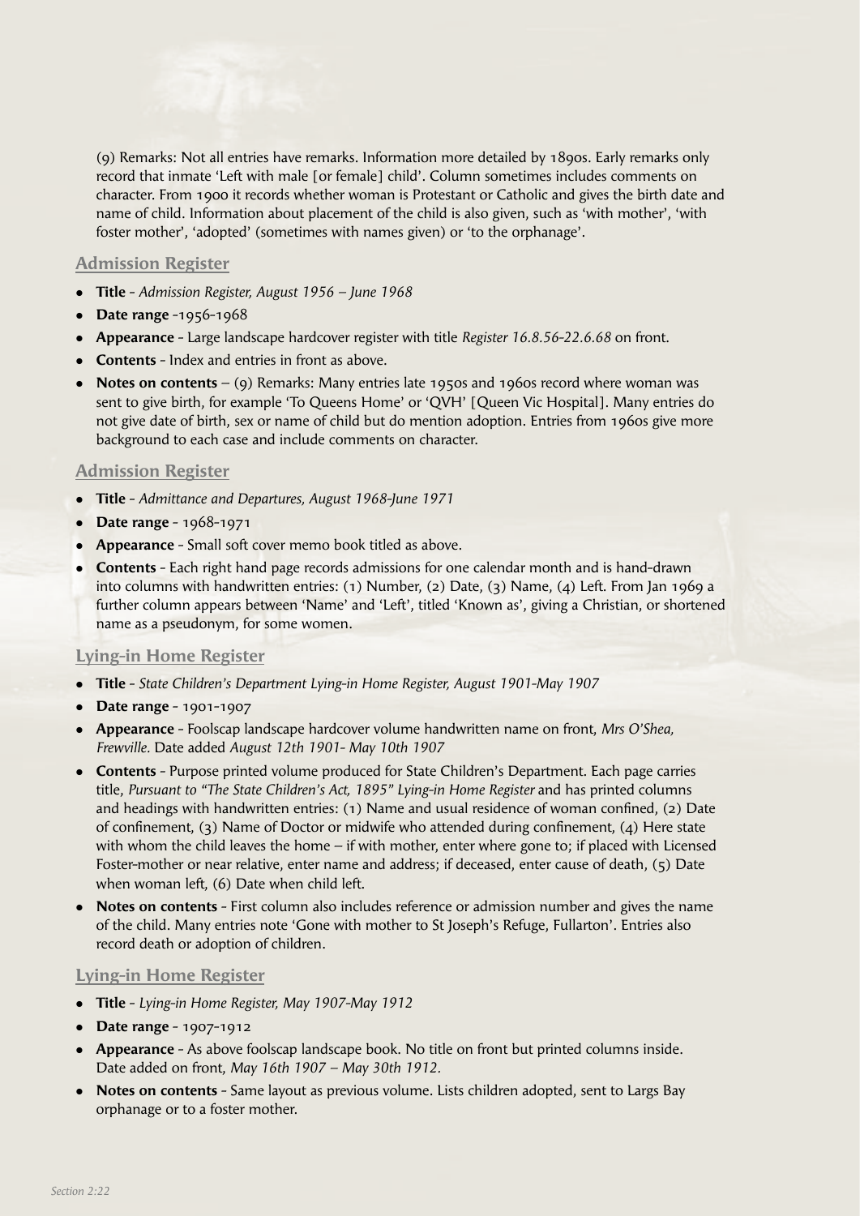(9) Remarks: Not all entries have remarks. Information more detailed by 1890s. Early remarks only record that inmate 'Left with male [or female] child'. Column sometimes includes comments on character. From 1900 it records whether woman is Protestant or Catholic and gives the birth date and name of child. Information about placement of the child is also given, such as 'with mother', 'with foster mother', 'adopted' (sometimes with names given) or 'to the orphanage'.

### Admission Register

- **Title** - *Admission Register, August 1956 – June 1968*
- **Date range** -1956-1968
- **Appearance** - Large landscape hardcover register with title *Register 16.8.56-22.6.68* on front.
- **Contents** - Index and entries in front as above.
- **Notes on contents** – (9) Remarks: Many entries late 1950s and 1960s record where woman was sent to give birth, for example 'To Queens Home' or 'QVH' [Queen Vic Hospital]. Many entries do not give date of birth, sex or name of child but do mention adoption. Entries from 1960s give more background to each case and include comments on character.

### Admission Register

- **Title** - *Admittance and Departures, August 1968-June 1971*
- **Date range** - 1968-1971
- **Appearance** - Small soft cover memo book titled as above.
- **Contents** - Each right hand page records admissions for one calendar month and is hand-drawn into columns with handwritten entries: (1) Number, (2) Date, (3) Name, (4) Left. From Jan 1969 a further column appears between 'Name' and 'Left', titled 'Known as', giving a Christian, or shortened name as a pseudonym, for some women.

### Lying-in Home Register

- **Title** - *State Children's Department Lying-in Home Register, August 1901-May 1907*
- **Date range** - 1901-1907
- **Appearance** - Foolscap landscape hardcover volume handwritten name on front, *Mrs O'Shea, Frewville.* Date added *August 12th 1901- May 10th 1907*
- **Contents** - Purpose printed volume produced for State Children's Department. Each page carries title, *Pursuant to "The State Children's Act, 1895" Lying-in Home Register* and has printed columns and headings with handwritten entries: (1) Name and usual residence of woman confined, (2) Date of confinement, (3) Name of Doctor or midwife who attended during confinement, (4) Here state with whom the child leaves the home – if with mother, enter where gone to; if placed with Licensed Foster-mother or near relative, enter name and address; if deceased, enter cause of death, (5) Date when woman left, (6) Date when child left.
- **Notes on contents** - First column also includes reference or admission number and gives the name of the child. Many entries note 'Gone with mother to St Joseph's Refuge, Fullarton'. Entries also record death or adoption of children.

### Lying-in Home Register

- **Title** - *Lying-in Home Register, May 1907-May 1912*
- **Date range** - 1907-1912
- **Appearance** - As above foolscap landscape book. No title on front but printed columns inside. Date added on front, *May 16th 1907 – May 30th 1912.*
- **Notes on contents** - Same layout as previous volume. Lists children adopted, sent to Largs Bay orphanage or to a foster mother.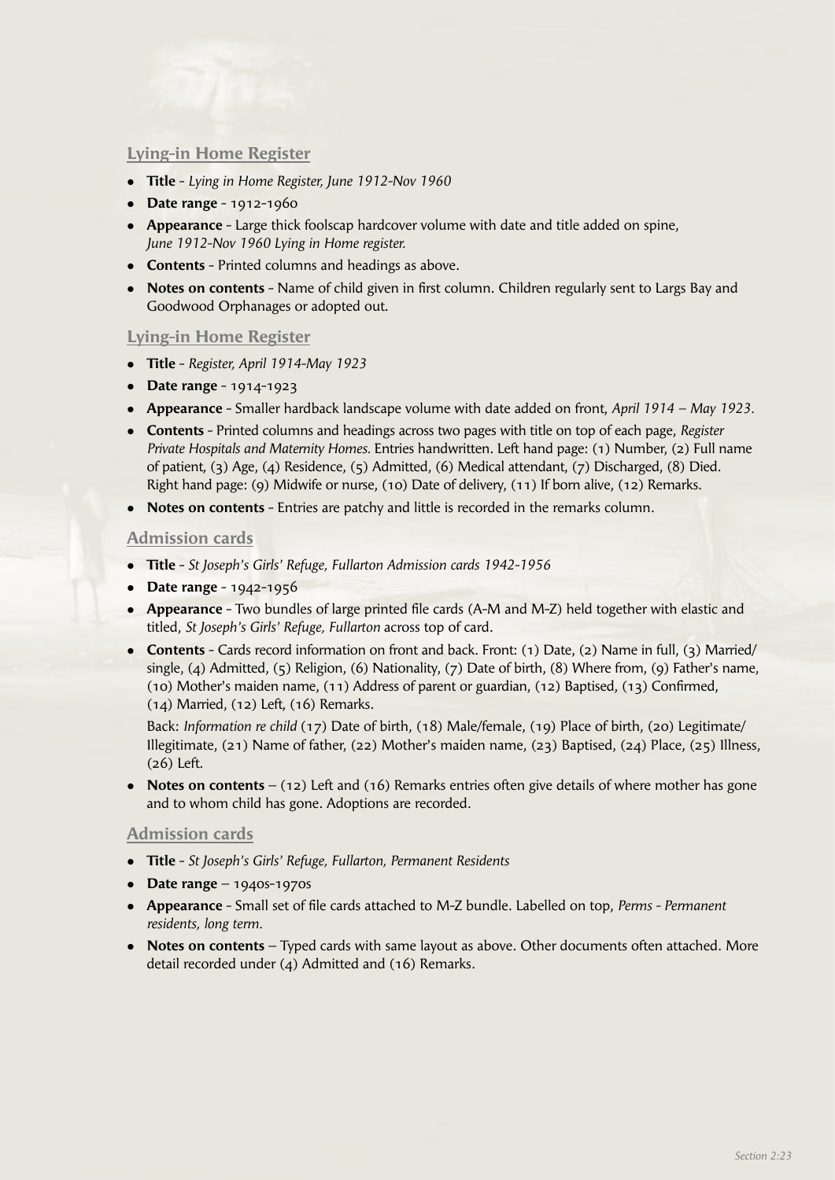### Lying-in Home Register

- **Title** - *Lying in Home Register, June 1912-Nov 1960*
- **Date range** - 1912-1960
- **Appearance** - Large thick foolscap hardcover volume with date and title added on spine, *June 1912-Nov 1960 Lying in Home register.*
- **Contents** - Printed columns and headings as above.
- **Notes on contents** - Name of child given in first column. Children regularly sent to Largs Bay and Goodwood Orphanages or adopted out.

### Lying-in Home Register

- **Title** - *Register, April 1914-May 1923*
- **Date range** - 1914-1923
- **Appearance** - Smaller hardback landscape volume with date added on front, *April 1914 – May 1923.*
- **Contents** - Printed columns and headings across two pages with title on top of each page, *Register Private Hospitals and Maternity Homes.* Entries handwritten. Left hand page: (1) Number, (2) Full name of patient, (3) Age, (4) Residence, (5) Admitted, (6) Medical attendant, (7) Discharged, (8) Died. Right hand page: (9) Midwife or nurse, (10) Date of delivery, (11) If born alive, (12) Remarks.
- **Notes on contents** - Entries are patchy and little is recorded in the remarks column.

### Admission cards

- **Title** - *St Joseph's Girls' Refuge, Fullarton Admission cards 1942-1956*
- **Date range** - 1942-1956
- **Appearance** - Two bundles of large printed file cards (A-M and M-Z) held together with elastic and titled, *St Joseph's Girls' Refuge, Fullarton* across top of card.
- **Contents** - Cards record information on front and back. Front: (1) Date, (2) Name in full, (3) Married/single, (4) Admitted, (5) Religion, (6) Nationality, (7) Date of birth, (8) Where from, (9) Father's name, (10) Mother's maiden name, (11) Address of parent or guardian, (12) Baptised, (13) Confirmed, (14) Married, (12) Left, (16) Remarks.

  Back: *Information re child* (17) Date of birth, (18) Male/female, (19) Place of birth, (20) Legitimate/Illegitimate, (21) Name of father, (22) Mother's maiden name, (23) Baptised, (24) Place, (25) Illness, (26) Left.
- **Notes on contents** – (12) Left and (16) Remarks entries often give details of where mother has gone and to whom child has gone. Adoptions are recorded.

### Admission cards

- **Title** - *St Joseph's Girls' Refuge, Fullarton, Permanent Residents*
- **Date range** – 1940s-1970s
- **Appearance** - Small set of file cards attached to M-Z bundle. Labelled on top, *Perms - Permanent residents, long term.*
- **Notes on contents** – Typed cards with same layout as above. Other documents often attached. More detail recorded under (4) Admitted and (16) Remarks.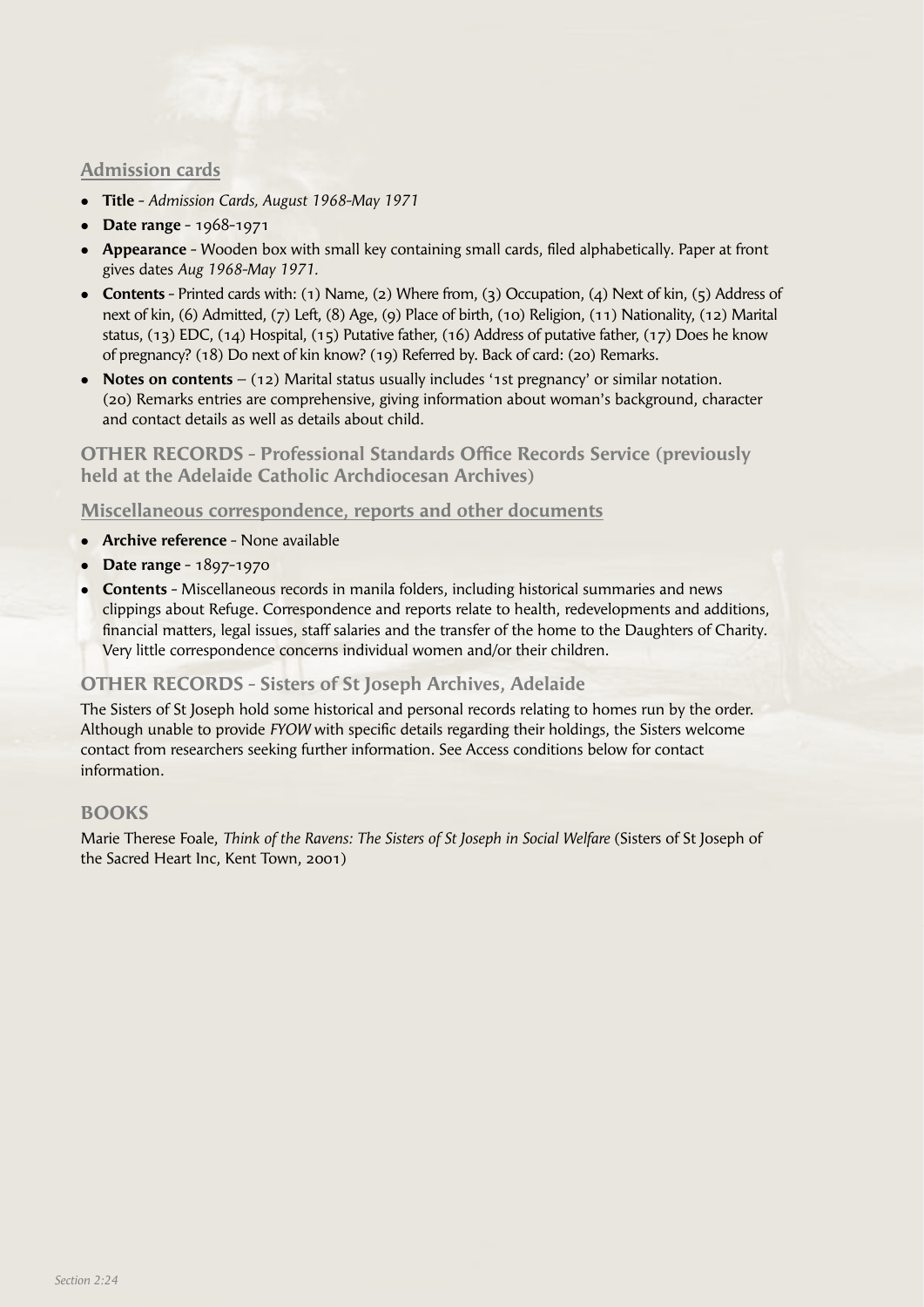### Admission cards

- **Title** - *Admission Cards, August 1968-May 1971*
- **Date range** - 1968-1971
- **Appearance** - Wooden box with small key containing small cards, filed alphabetically. Paper at front gives dates *Aug 1968-May 1971.*
- **Contents** - Printed cards with: (1) Name, (2) Where from, (3) Occupation, (4) Next of kin, (5) Address of next of kin, (6) Admitted, (7) Left, (8) Age, (9) Place of birth, (10) Religion, (11) Nationality, (12) Marital status, (13) EDC, (14) Hospital, (15) Putative father, (16) Address of putative father, (17) Does he know of pregnancy? (18) Do next of kin know? (19) Referred by. Back of card: (20) Remarks.
- **Notes on contents** – (12) Marital status usually includes '1st pregnancy' or similar notation. (20) Remarks entries are comprehensive, giving information about woman's background, character and contact details as well as details about child.

## OTHER RECORDS - Professional Standards Office Records Service (previously held at the Adelaide Catholic Archdiocesan Archives)

### Miscellaneous correspondence, reports and other documents

- **Archive reference** - None available
- **Date range** - 1897-1970
- **Contents** - Miscellaneous records in manila folders, including historical summaries and news clippings about Refuge. Correspondence and reports relate to health, redevelopments and additions, financial matters, legal issues, staff salaries and the transfer of the home to the Daughters of Charity. Very little correspondence concerns individual women and/or their children.

## OTHER RECORDS - Sisters of St Joseph Archives, Adelaide

The Sisters of St Joseph hold some historical and personal records relating to homes run by the order. Although unable to provide *FYOW* with specific details regarding their holdings, the Sisters welcome contact from researchers seeking further information. See Access conditions below for contact information.

## BOOKS

Marie Therese Foale, *Think of the Ravens: The Sisters of St Joseph in Social Welfare* (Sisters of St Joseph of the Sacred Heart Inc, Kent Town, 2001)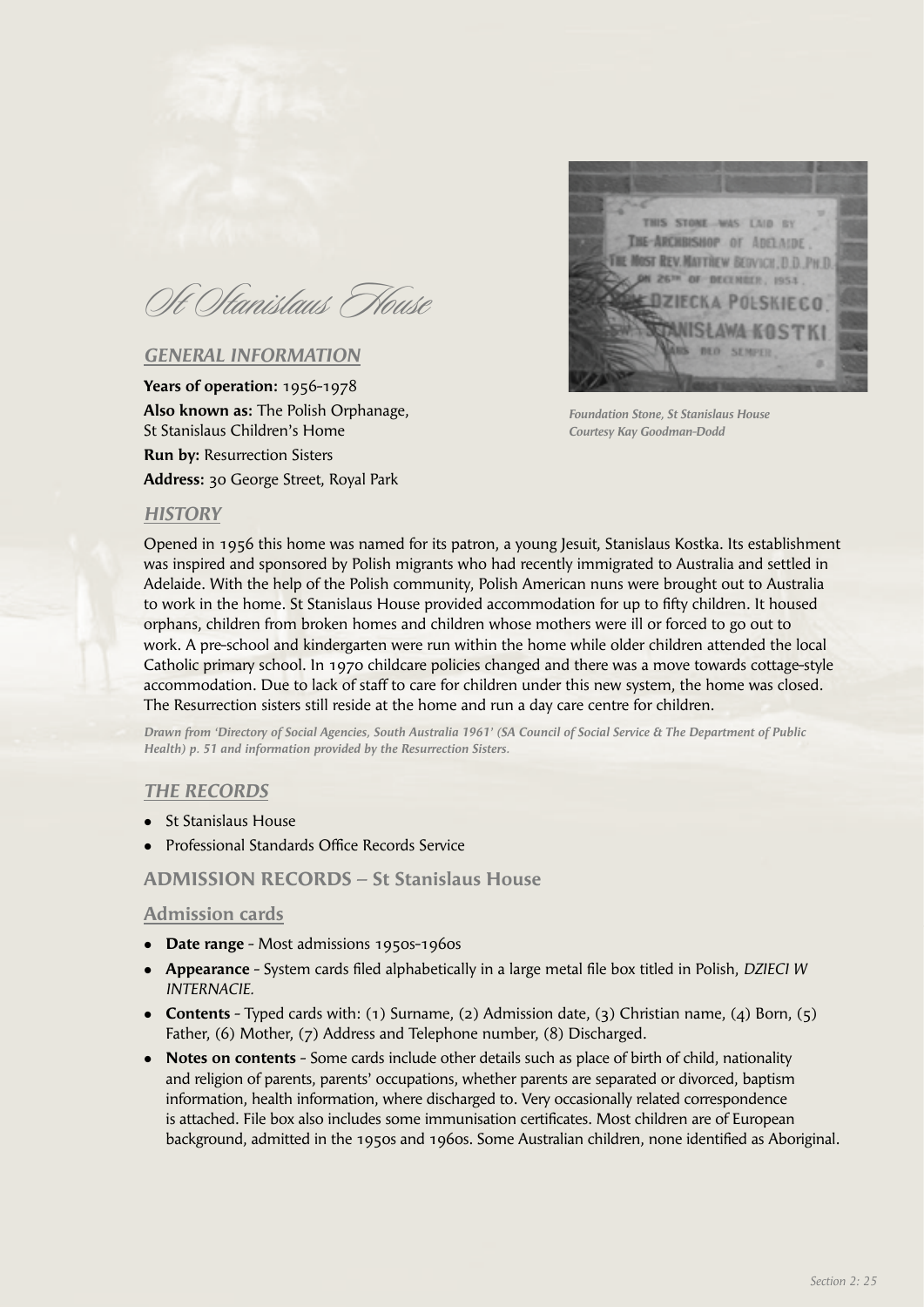# St Stanislaus House

## GENERAL INFORMATION

**Years of operation:** 1956–1978

**Also known as:** The Polish Orphanage, St Stanislaus Children's Home

**Run by:** Resurrection Sisters

**Address:** 30 George Street, Royal Park

*Foundation Stone, St Stanislaus House*
*Courtesy Kay Goodman-Dodd*

## HISTORY

Opened in 1956 this home was named for its patron, a young Jesuit, Stanislaus Kostka. Its establishment was inspired and sponsored by Polish migrants who had recently immigrated to Australia and settled in Adelaide. With the help of the Polish community, Polish American nuns were brought out to Australia to work in the home. St Stanislaus House provided accommodation for up to fifty children. It housed orphans, children from broken homes and children whose mothers were ill or forced to go out to work. A pre-school and kindergarten were run within the home while older children attended the local Catholic primary school. In 1970 childcare policies changed and there was a move towards cottage-style accommodation. Due to lack of staff to care for children under this new system, the home was closed. The Resurrection sisters still reside at the home and run a day care centre for children.

*Drawn from 'Directory of Social Agencies, South Australia 1961' (SA Council of Social Service & The Department of Public Health) p. 51 and information provided by the Resurrection Sisters.*

## THE RECORDS

- St Stanislaus House
- Professional Standards Office Records Service

### ADMISSION RECORDS – St Stanislaus House

#### Admission cards

- **Date range** - Most admissions 1950s-1960s
- **Appearance** - System cards filed alphabetically in a large metal file box titled in Polish, *DZIECI W INTERNACIE.*
- **Contents** - Typed cards with: (1) Surname, (2) Admission date, (3) Christian name, (4) Born, (5) Father, (6) Mother, (7) Address and Telephone number, (8) Discharged.
- **Notes on contents** - Some cards include other details such as place of birth of child, nationality and religion of parents, parents' occupations, whether parents are separated or divorced, baptism information, health information, where discharged to. Very occasionally related correspondence is attached. File box also includes some immunisation certificates. Most children are of European background, admitted in the 1950s and 1960s. Some Australian children, none identified as Aboriginal.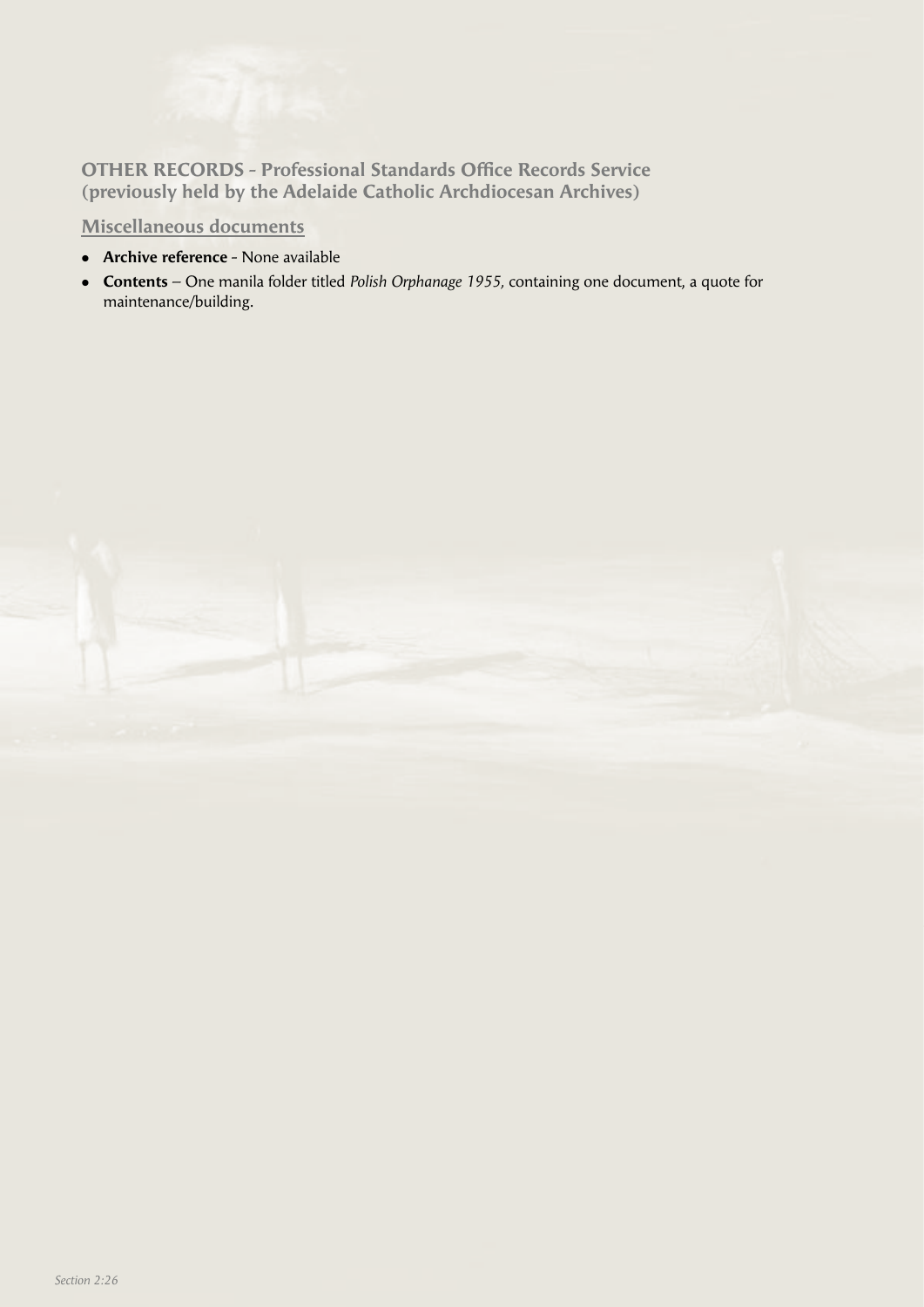## OTHER RECORDS - Professional Standards Office Records Service (previously held by the Adelaide Catholic Archdiocesan Archives)

### Miscellaneous documents

- **Archive reference** - None available
- **Contents** – One manila folder titled *Polish Orphanage 1955,* containing one document, a quote for maintenance/building.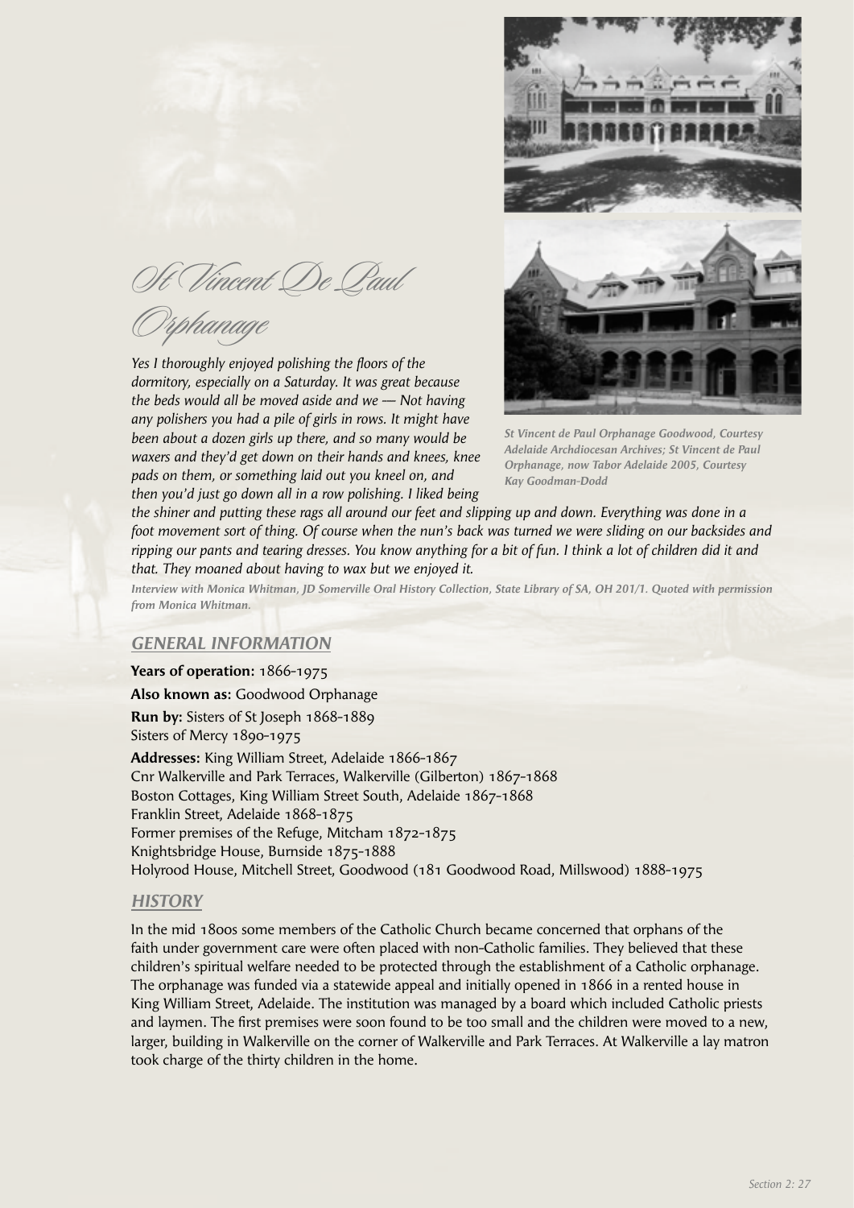# St Vincent De Paul Orphanage

*Yes I thoroughly enjoyed polishing the floors of the dormitory, especially on a Saturday. It was great because the beds would all be moved aside and we –– Not having any polishers you had a pile of girls in rows. It might have been about a dozen girls up there, and so many would be waxers and they'd get down on their hands and knees, knee pads on them, or something laid out you kneel on, and then you'd just go down all in a row polishing. I liked being the shiner and putting these rags all around our feet and slipping up and down. Everything was done in a foot movement sort of thing. Of course when the nun's back was turned we were sliding on our backsides and ripping our pants and tearing dresses. You know anything for a bit of fun. I think a lot of children did it and that. They moaned about having to wax but we enjoyed it.*

***Interview with Monica Whitman, JD Somerville Oral History Collection, State Library of SA, OH 201/1. Quoted with permission from Monica Whitman.***

***St Vincent de Paul Orphanage Goodwood, Courtesy Adelaide Archdiocesan Archives; St Vincent de Paul Orphanage, now Tabor Adelaide 2005, Courtesy Kay Goodman-Dodd***

## GENERAL INFORMATION

**Years of operation:** 1866-1975

**Also known as:** Goodwood Orphanage

**Run by:** Sisters of St Joseph 1868-1889
Sisters of Mercy 1890-1975

**Addresses:** King William Street, Adelaide 1866-1867
Cnr Walkerville and Park Terraces, Walkerville (Gilberton) 1867-1868
Boston Cottages, King William Street South, Adelaide 1867-1868
Franklin Street, Adelaide 1868-1875
Former premises of the Refuge, Mitcham 1872-1875
Knightsbridge House, Burnside 1875-1888
Holyrood House, Mitchell Street, Goodwood (181 Goodwood Road, Millswood) 1888-1975

## HISTORY

In the mid 1800s some members of the Catholic Church became concerned that orphans of the faith under government care were often placed with non-Catholic families. They believed that these children's spiritual welfare needed to be protected through the establishment of a Catholic orphanage. The orphanage was funded via a statewide appeal and initially opened in 1866 in a rented house in King William Street, Adelaide. The institution was managed by a board which included Catholic priests and laymen. The first premises were soon found to be too small and the children were moved to a new, larger, building in Walkerville on the corner of Walkerville and Park Terraces. At Walkerville a lay matron took charge of the thirty children in the home.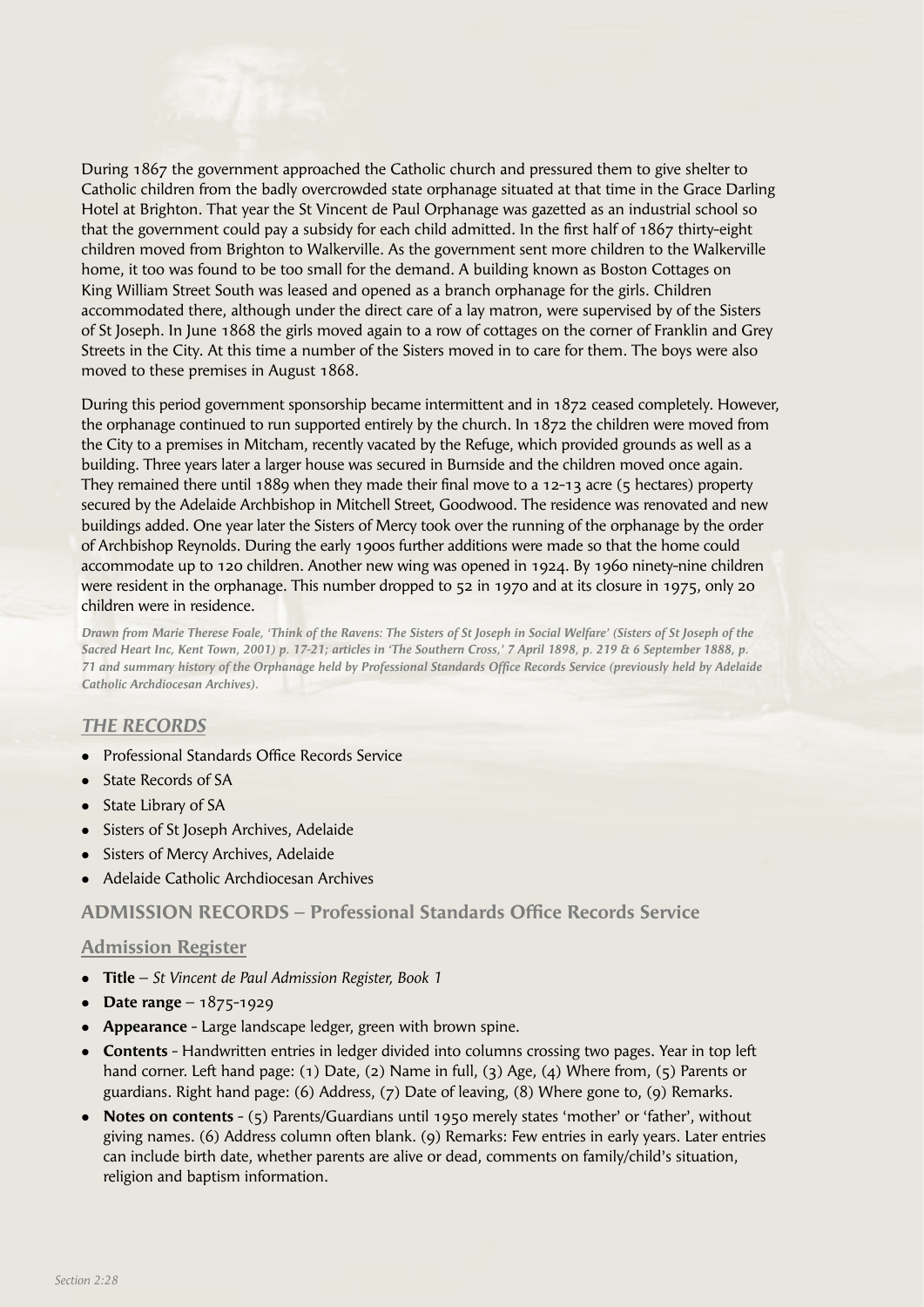During 1867 the government approached the Catholic church and pressured them to give shelter to Catholic children from the badly overcrowded state orphanage situated at that time in the Grace Darling Hotel at Brighton. That year the St Vincent de Paul Orphanage was gazetted as an industrial school so that the government could pay a subsidy for each child admitted. In the first half of 1867 thirty-eight children moved from Brighton to Walkerville. As the government sent more children to the Walkerville home, it too was found to be too small for the demand. A building known as Boston Cottages on King William Street South was leased and opened as a branch orphanage for the girls. Children accommodated there, although under the direct care of a lay matron, were supervised by of the Sisters of St Joseph. In June 1868 the girls moved again to a row of cottages on the corner of Franklin and Grey Streets in the City. At this time a number of the Sisters moved in to care for them. The boys were also moved to these premises in August 1868.

During this period government sponsorship became intermittent and in 1872 ceased completely. However, the orphanage continued to run supported entirely by the church. In 1872 the children were moved from the City to a premises in Mitcham, recently vacated by the Refuge, which provided grounds as well as a building. Three years later a larger house was secured in Burnside and the children moved once again. They remained there until 1889 when they made their final move to a 12-13 acre (5 hectares) property secured by the Adelaide Archbishop in Mitchell Street, Goodwood. The residence was renovated and new buildings added. One year later the Sisters of Mercy took over the running of the orphanage by the order of Archbishop Reynolds. During the early 1900s further additions were made so that the home could accommodate up to 120 children. Another new wing was opened in 1924. By 1960 ninety-nine children were resident in the orphanage. This number dropped to 52 in 1970 and at its closure in 1975, only 20 children were in residence.

***Drawn from Marie Therese Foale, 'Think of the Ravens: The Sisters of St Joseph in Social Welfare' (Sisters of St Joseph of the Sacred Heart Inc, Kent Town, 2001) p. 17-21; articles in 'The Southern Cross,' 7 April 1898, p. 219 & 6 September 1888, p. 71 and summary history of the Orphanage held by Professional Standards Office Records Service (previously held by Adelaide Catholic Archdiocesan Archives).***

## *THE RECORDS*

- Professional Standards Office Records Service
- State Records of SA
- State Library of SA
- Sisters of St Joseph Archives, Adelaide
- Sisters of Mercy Archives, Adelaide
- Adelaide Catholic Archdiocesan Archives

## ADMISSION RECORDS – Professional Standards Office Records Service

### Admission Register

- **Title** – *St Vincent de Paul Admission Register, Book 1*
- **Date range** – 1875-1929
- **Appearance** - Large landscape ledger, green with brown spine.
- **Contents** - Handwritten entries in ledger divided into columns crossing two pages. Year in top left hand corner. Left hand page: (1) Date, (2) Name in full, (3) Age, (4) Where from, (5) Parents or guardians. Right hand page: (6) Address, (7) Date of leaving, (8) Where gone to, (9) Remarks.
- **Notes on contents** - (5) Parents/Guardians until 1950 merely states 'mother' or 'father', without giving names. (6) Address column often blank. (9) Remarks: Few entries in early years. Later entries can include birth date, whether parents are alive or dead, comments on family/child's situation, religion and baptism information.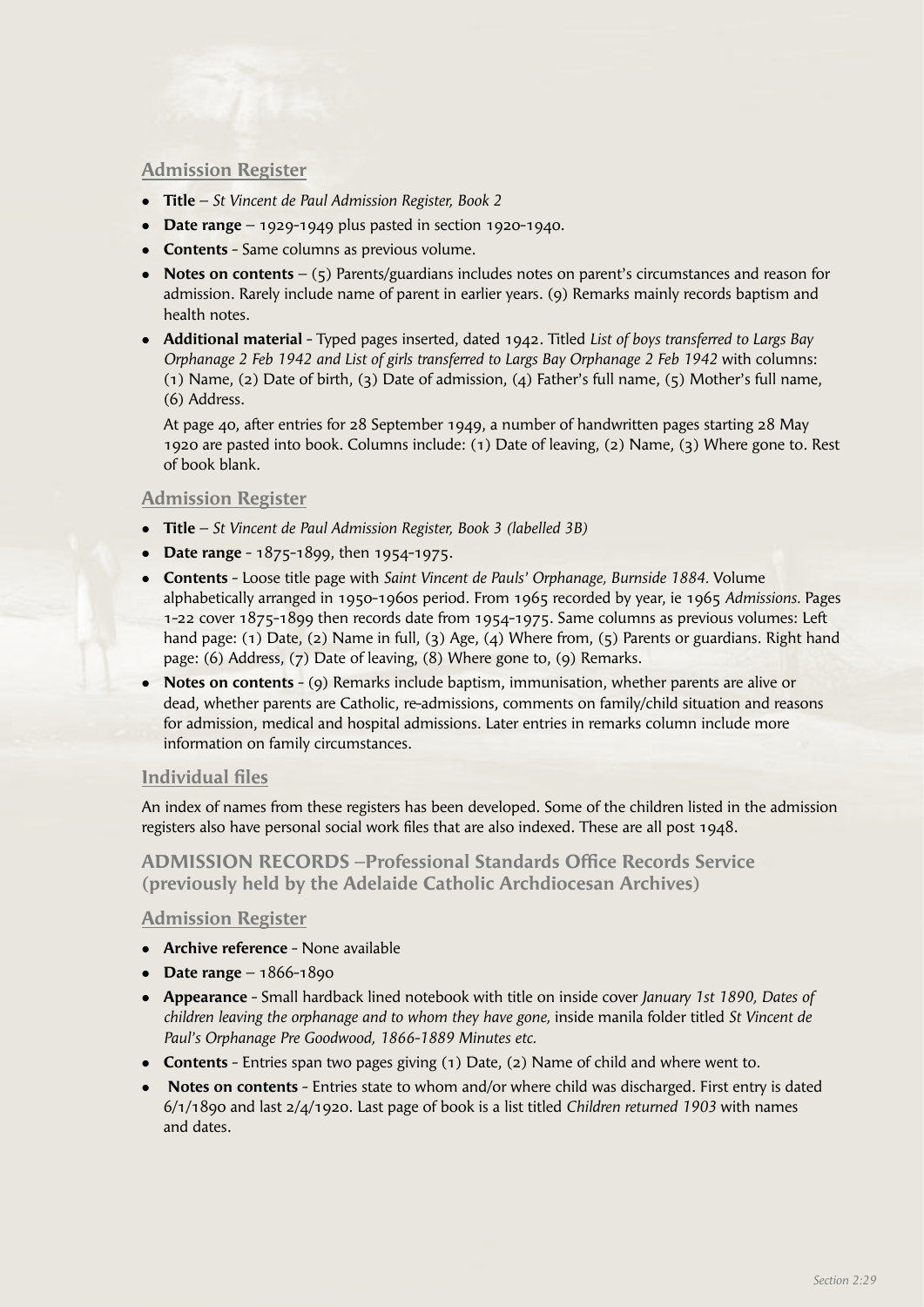### Admission Register

- **Title** – *St Vincent de Paul Admission Register, Book 2*
- **Date range** – 1929-1949 plus pasted in section 1920-1940.
- **Contents** - Same columns as previous volume.
- **Notes on contents** – (5) Parents/guardians includes notes on parent's circumstances and reason for admission. Rarely include name of parent in earlier years. (9) Remarks mainly records baptism and health notes.
- **Additional material** - Typed pages inserted, dated 1942. Titled *List of boys transferred to Largs Bay Orphanage 2 Feb 1942 and List of girls transferred to Largs Bay Orphanage 2 Feb 1942* with columns: (1) Name, (2) Date of birth, (3) Date of admission, (4) Father's full name, (5) Mother's full name, (6) Address.

  At page 40, after entries for 28 September 1949, a number of handwritten pages starting 28 May 1920 are pasted into book. Columns include: (1) Date of leaving, (2) Name, (3) Where gone to. Rest of book blank.

### Admission Register

- **Title** – *St Vincent de Paul Admission Register, Book 3 (labelled 3B)*
- **Date range** - 1875-1899, then 1954-1975.
- **Contents** - Loose title page with *Saint Vincent de Pauls' Orphanage, Burnside 1884.* Volume alphabetically arranged in 1950-1960s period. From 1965 recorded by year, ie 1965 *Admissions.* Pages 1-22 cover 1875-1899 then records date from 1954-1975. Same columns as previous volumes: Left hand page: (1) Date, (2) Name in full, (3) Age, (4) Where from, (5) Parents or guardians. Right hand page: (6) Address, (7) Date of leaving, (8) Where gone to, (9) Remarks.
- **Notes on contents** - (9) Remarks include baptism, immunisation, whether parents are alive or dead, whether parents are Catholic, re-admissions, comments on family/child situation and reasons for admission, medical and hospital admissions. Later entries in remarks column include more information on family circumstances.

### Individual files

An index of names from these registers has been developed. Some of the children listed in the admission registers also have personal social work files that are also indexed. These are all post 1948.

## ADMISSION RECORDS –Professional Standards Office Records Service (previously held by the Adelaide Catholic Archdiocesan Archives)

### Admission Register

- **Archive reference** - None available
- **Date range** – 1866-1890
- **Appearance** - Small hardback lined notebook with title on inside cover *January 1st 1890, Dates of children leaving the orphanage and to whom they have gone,* inside manila folder titled *St Vincent de Paul's Orphanage Pre Goodwood, 1866-1889 Minutes etc.*
- **Contents** - Entries span two pages giving (1) Date, (2) Name of child and where went to.
- **Notes on contents** - Entries state to whom and/or where child was discharged. First entry is dated 6/1/1890 and last 2/4/1920. Last page of book is a list titled *Children returned 1903* with names and dates.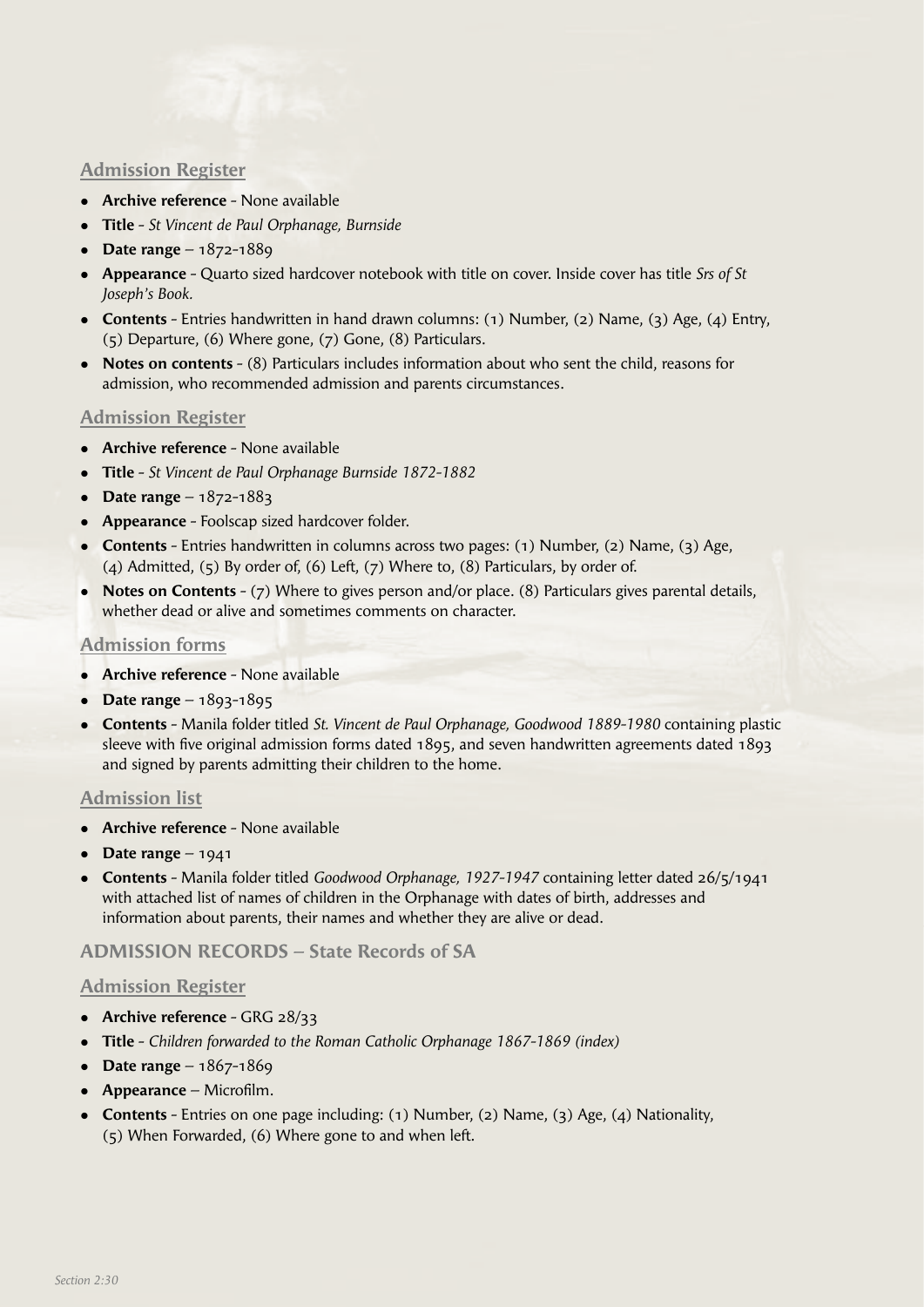### Admission Register

- **Archive reference** - None available
- **Title** - *St Vincent de Paul Orphanage, Burnside*
- **Date range** – 1872-1889
- **Appearance** - Quarto sized hardcover notebook with title on cover. Inside cover has title *Srs of St Joseph's Book.*
- **Contents** - Entries handwritten in hand drawn columns: (1) Number, (2) Name, (3) Age, (4) Entry, (5) Departure, (6) Where gone, (7) Gone, (8) Particulars.
- **Notes on contents** - (8) Particulars includes information about who sent the child, reasons for admission, who recommended admission and parents circumstances.

### Admission Register

- **Archive reference** - None available
- **Title** - *St Vincent de Paul Orphanage Burnside 1872-1882*
- **Date range** – 1872-1883
- **Appearance** - Foolscap sized hardcover folder.
- **Contents** - Entries handwritten in columns across two pages: (1) Number, (2) Name, (3) Age, (4) Admitted, (5) By order of, (6) Left, (7) Where to, (8) Particulars, by order of.
- **Notes on Contents** - (7) Where to gives person and/or place. (8) Particulars gives parental details, whether dead or alive and sometimes comments on character.

### Admission forms

- **Archive reference** - None available
- **Date range** – 1893-1895
- **Contents** - Manila folder titled *St. Vincent de Paul Orphanage, Goodwood 1889-1980* containing plastic sleeve with five original admission forms dated 1895, and seven handwritten agreements dated 1893 and signed by parents admitting their children to the home.

### Admission list

- **Archive reference** - None available
- **Date range** – 1941
- **Contents** - Manila folder titled *Goodwood Orphanage, 1927-1947* containing letter dated 26/5/1941 with attached list of names of children in the Orphanage with dates of birth, addresses and information about parents, their names and whether they are alive or dead.

## ADMISSION RECORDS – State Records of SA

### Admission Register

- **Archive reference** - GRG 28/33
- **Title** - *Children forwarded to the Roman Catholic Orphanage 1867-1869 (index)*
- **Date range** – 1867-1869
- **Appearance** – Microfilm.
- **Contents** - Entries on one page including: (1) Number, (2) Name, (3) Age, (4) Nationality, (5) When Forwarded, (6) Where gone to and when left.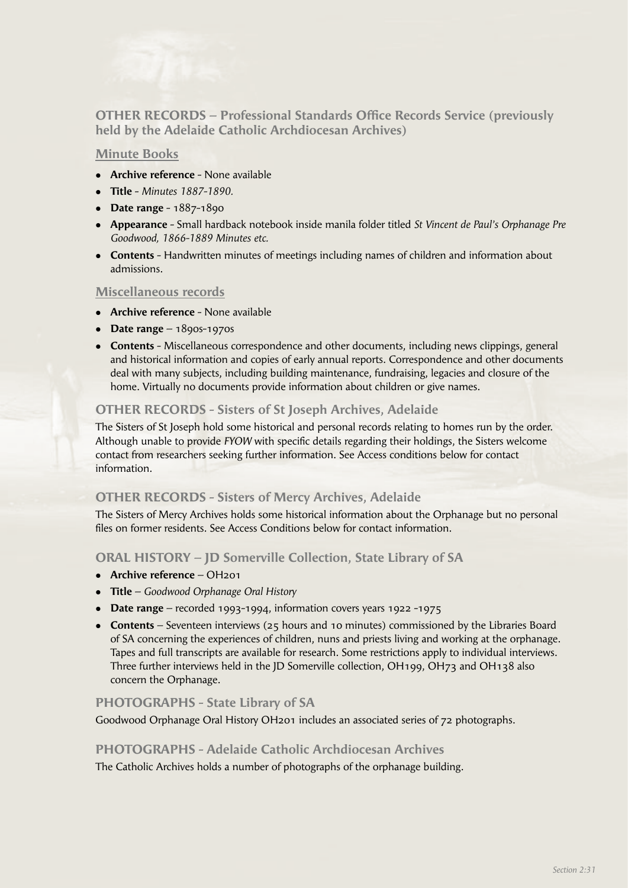## OTHER RECORDS – Professional Standards Office Records Service (previously held by the Adelaide Catholic Archdiocesan Archives)

### Minute Books

- **Archive reference** - None available
- **Title** - *Minutes 1887-1890.*
- **Date range** - 1887-1890
- **Appearance** - Small hardback notebook inside manila folder titled *St Vincent de Paul's Orphanage Pre Goodwood, 1866-1889 Minutes etc.*
- **Contents** - Handwritten minutes of meetings including names of children and information about admissions.

### Miscellaneous records

- **Archive reference** - None available
- **Date range** – 1890s-1970s
- **Contents** - Miscellaneous correspondence and other documents, including news clippings, general and historical information and copies of early annual reports. Correspondence and other documents deal with many subjects, including building maintenance, fundraising, legacies and closure of the home. Virtually no documents provide information about children or give names.

## OTHER RECORDS - Sisters of St Joseph Archives, Adelaide

The Sisters of St Joseph hold some historical and personal records relating to homes run by the order. Although unable to provide *FYOW* with specific details regarding their holdings, the Sisters welcome contact from researchers seeking further information. See Access conditions below for contact information.

## OTHER RECORDS - Sisters of Mercy Archives, Adelaide

The Sisters of Mercy Archives holds some historical information about the Orphanage but no personal files on former residents. See Access Conditions below for contact information.

## ORAL HISTORY – JD Somerville Collection, State Library of SA

- **Archive reference** – OH201
- **Title** – *Goodwood Orphanage Oral History*
- **Date range** – recorded 1993-1994, information covers years 1922 -1975
- **Contents** – Seventeen interviews (25 hours and 10 minutes) commissioned by the Libraries Board of SA concerning the experiences of children, nuns and priests living and working at the orphanage. Tapes and full transcripts are available for research. Some restrictions apply to individual interviews. Three further interviews held in the JD Somerville collection, OH199, OH73 and OH138 also concern the Orphanage.

## PHOTOGRAPHS - State Library of SA

Goodwood Orphanage Oral History OH201 includes an associated series of 72 photographs.

## PHOTOGRAPHS - Adelaide Catholic Archdiocesan Archives

The Catholic Archives holds a number of photographs of the orphanage building.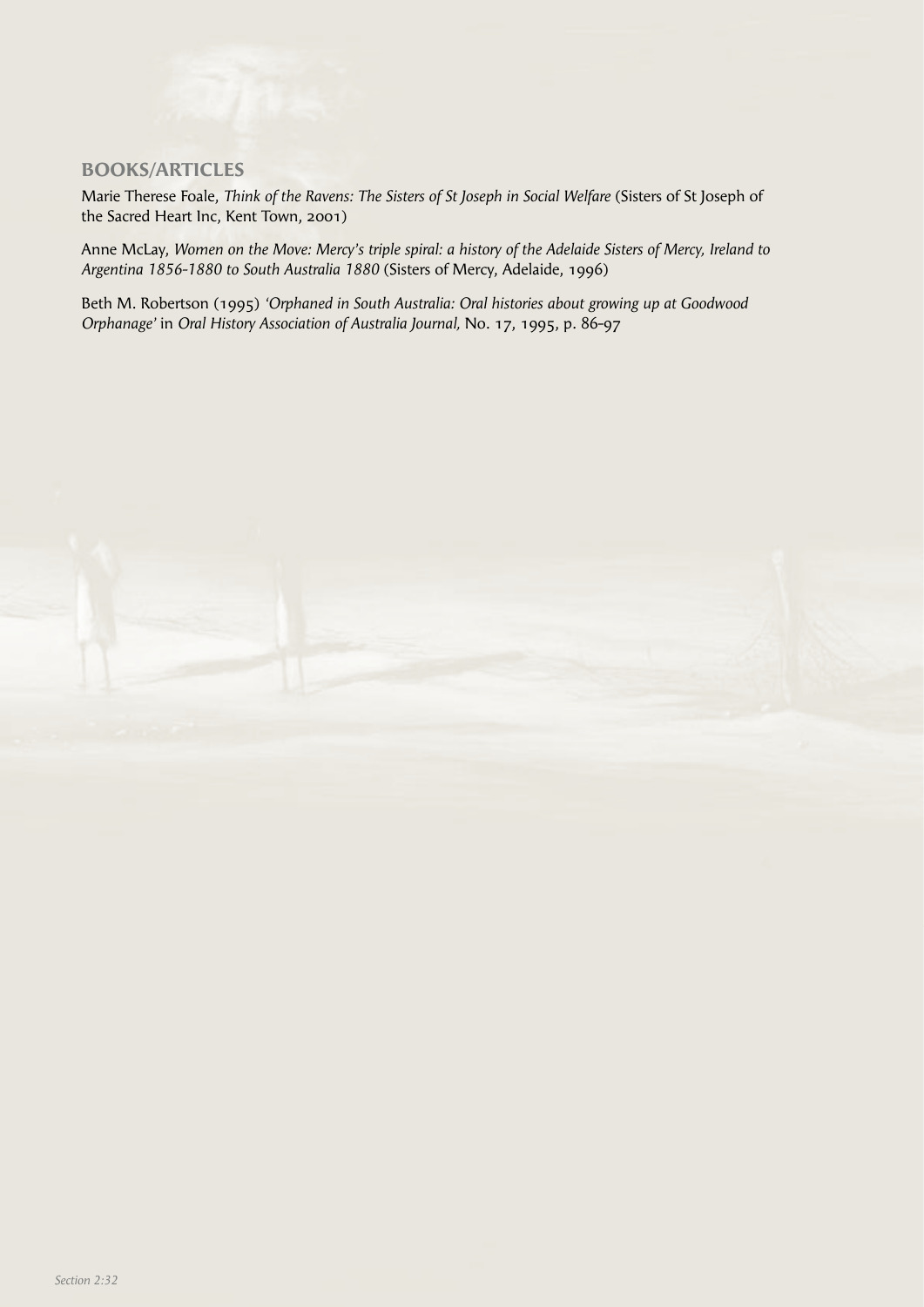## BOOKS/ARTICLES

Marie Therese Foale, *Think of the Ravens: The Sisters of St Joseph in Social Welfare* (Sisters of St Joseph of the Sacred Heart Inc, Kent Town, 2001)

Anne McLay, *Women on the Move: Mercy's triple spiral: a history of the Adelaide Sisters of Mercy, Ireland to Argentina 1856-1880 to South Australia 1880* (Sisters of Mercy, Adelaide, 1996)

Beth M. Robertson (1995) *'Orphaned in South Australia: Oral histories about growing up at Goodwood Orphanage'* in *Oral History Association of Australia Journal,* No. 17, 1995, p. 86-97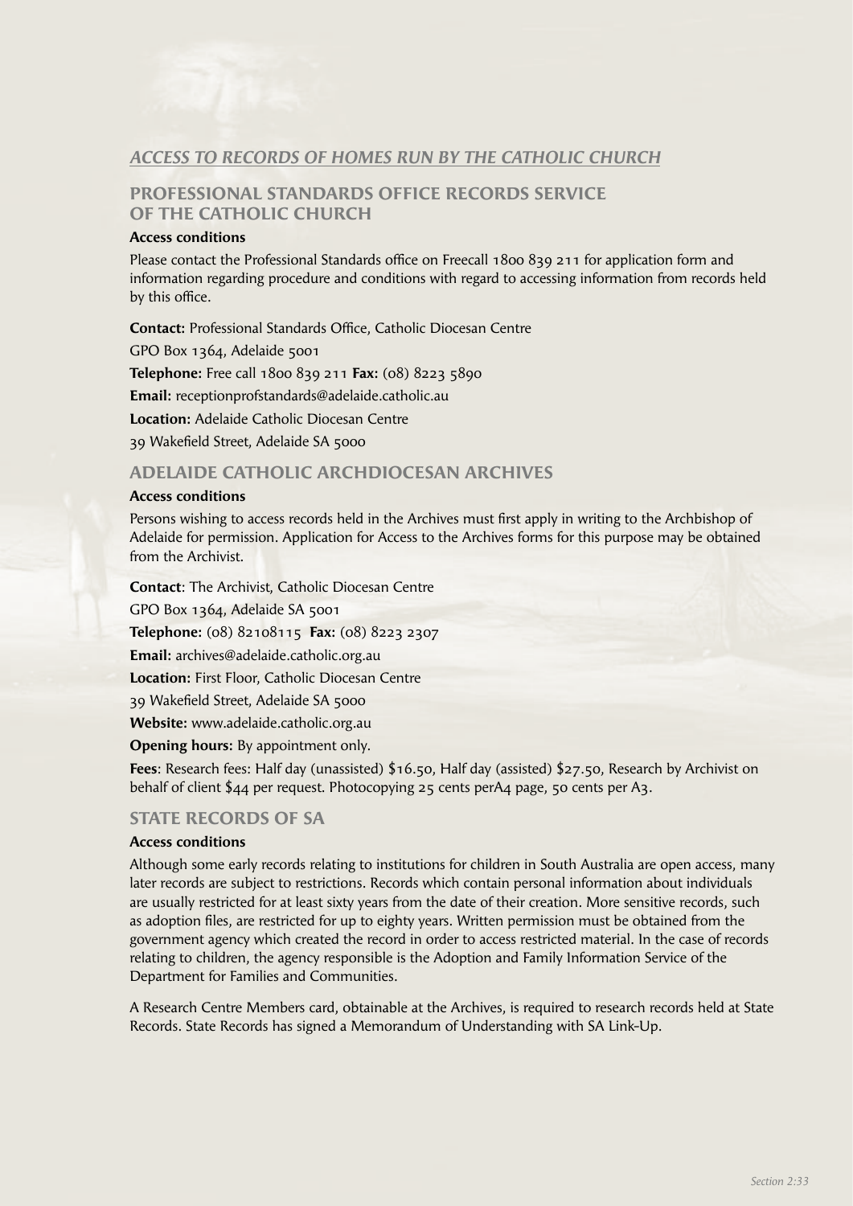## *ACCESS TO RECORDS OF HOMES RUN BY THE CATHOLIC CHURCH*

### PROFESSIONAL STANDARDS OFFICE RECORDS SERVICE OF THE CATHOLIC CHURCH

**Access conditions**

Please contact the Professional Standards office on Freecall 1800 839 211 for application form and information regarding procedure and conditions with regard to accessing information from records held by this office.

**Contact:** Professional Standards Office, Catholic Diocesan Centre

GPO Box 1364, Adelaide 5001

**Telephone:** Free call 1800 839 211 **Fax:** (08) 8223 5890

**Email:** receptionprofstandards@adelaide.catholic.au

**Location:** Adelaide Catholic Diocesan Centre

39 Wakefield Street, Adelaide SA 5000

### ADELAIDE CATHOLIC ARCHDIOCESAN ARCHIVES

**Access conditions**

Persons wishing to access records held in the Archives must first apply in writing to the Archbishop of Adelaide for permission. Application for Access to the Archives forms for this purpose may be obtained from the Archivist.

**Contact**: The Archivist, Catholic Diocesan Centre

GPO Box 1364, Adelaide SA 5001

**Telephone:** (08) 82108115 **Fax:** (08) 8223 2307

**Email:** archives@adelaide.catholic.org.au

**Location:** First Floor, Catholic Diocesan Centre

39 Wakefield Street, Adelaide SA 5000

**Website:** www.adelaide.catholic.org.au

**Opening hours:** By appointment only.

**Fees**: Research fees: Half day (unassisted) $16.50, Half day (assisted) $27.50, Research by Archivist on behalf of client $44 per request. Photocopying 25 cents perA4 page, 50 cents per A3.

### STATE RECORDS OF SA

**Access conditions**

Although some early records relating to institutions for children in South Australia are open access, many later records are subject to restrictions. Records which contain personal information about individuals are usually restricted for at least sixty years from the date of their creation. More sensitive records, such as adoption files, are restricted for up to eighty years. Written permission must be obtained from the government agency which created the record in order to access restricted material. In the case of records relating to children, the agency responsible is the Adoption and Family Information Service of the Department for Families and Communities.

A Research Centre Members card, obtainable at the Archives, is required to research records held at State Records. State Records has signed a Memorandum of Understanding with SA Link-Up.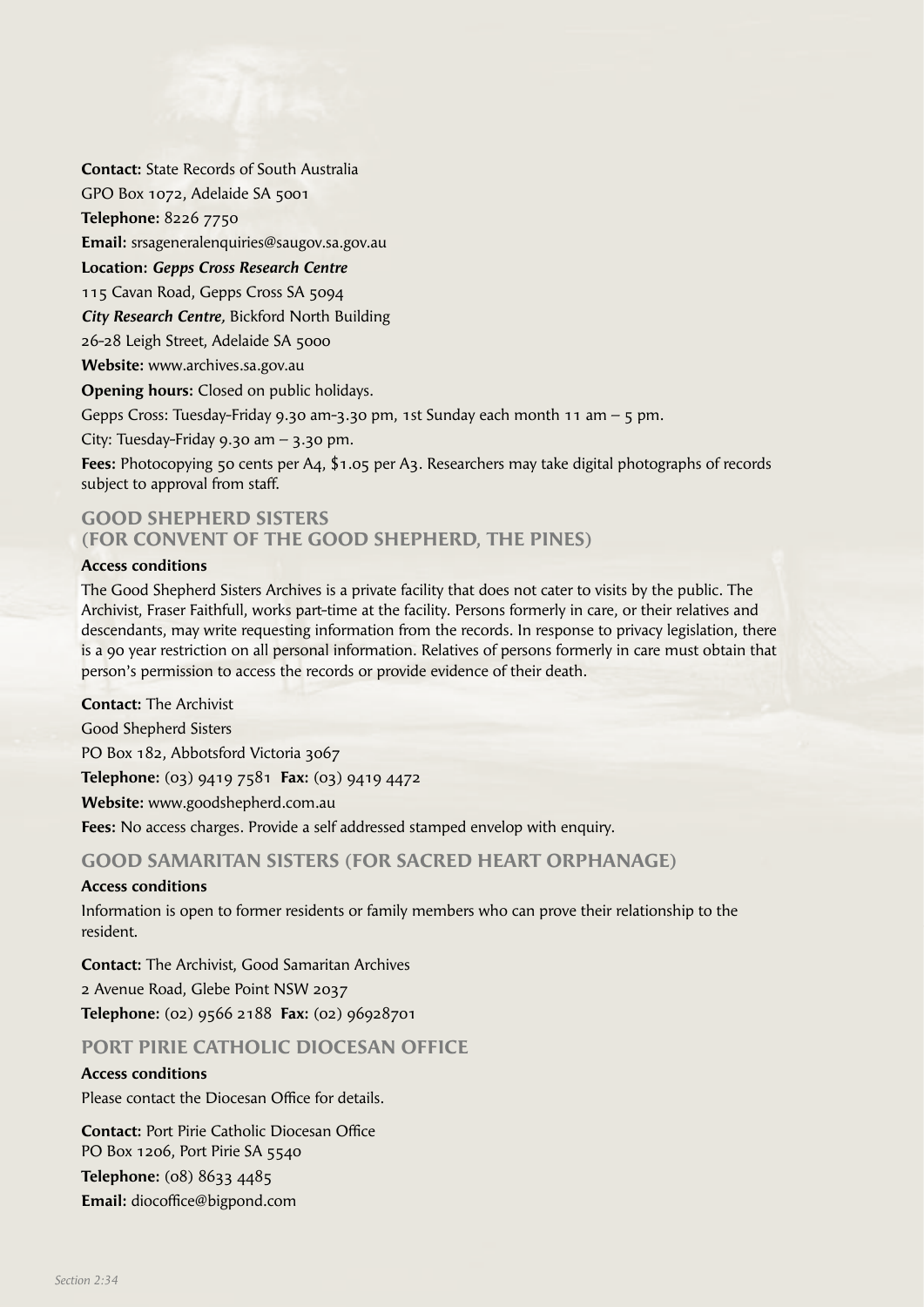**Contact:** State Records of South Australia

GPO Box 1072, Adelaide SA 5001

**Telephone:** 8226 7750

**Email:** srsageneralenquiries@saugov.sa.gov.au

**Location:** ***Gepps Cross Research Centre***

115 Cavan Road, Gepps Cross SA 5094

***City Research Centre,*** Bickford North Building

26-28 Leigh Street, Adelaide SA 5000

**Website:** www.archives.sa.gov.au

**Opening hours:** Closed on public holidays.

Gepps Cross: Tuesday-Friday 9.30 am-3.30 pm, 1st Sunday each month 11 am – 5 pm.

City: Tuesday-Friday 9.30 am – 3.30 pm.

**Fees:** Photocopying 50 cents per A4, $1.05 per A3. Researchers may take digital photographs of records subject to approval from staff.

## GOOD SHEPHERD SISTERS (FOR CONVENT OF THE GOOD SHEPHERD, THE PINES)

**Access conditions**

The Good Shepherd Sisters Archives is a private facility that does not cater to visits by the public. The Archivist, Fraser Faithfull, works part-time at the facility. Persons formerly in care, or their relatives and descendants, may write requesting information from the records. In response to privacy legislation, there is a 90 year restriction on all personal information. Relatives of persons formerly in care must obtain that person's permission to access the records or provide evidence of their death.

**Contact:** The Archivist

Good Shepherd Sisters

PO Box 182, Abbotsford Victoria 3067

**Telephone:** (03) 9419 7581 **Fax:** (03) 9419 4472

**Website:** www.goodshepherd.com.au

**Fees:** No access charges. Provide a self addressed stamped envelop with enquiry.

## GOOD SAMARITAN SISTERS (FOR SACRED HEART ORPHANAGE)

**Access conditions**

Information is open to former residents or family members who can prove their relationship to the resident.

**Contact:** The Archivist, Good Samaritan Archives

2 Avenue Road, Glebe Point NSW 2037

**Telephone:** (02) 9566 2188 **Fax:** (02) 96928701

## PORT PIRIE CATHOLIC DIOCESAN OFFICE

**Access conditions**

Please contact the Diocesan Office for details.

**Contact:** Port Pirie Catholic Diocesan Office
PO Box 1206, Port Pirie SA 5540

**Telephone:** (08) 8633 4485

**Email:** diocoffice@bigpond.com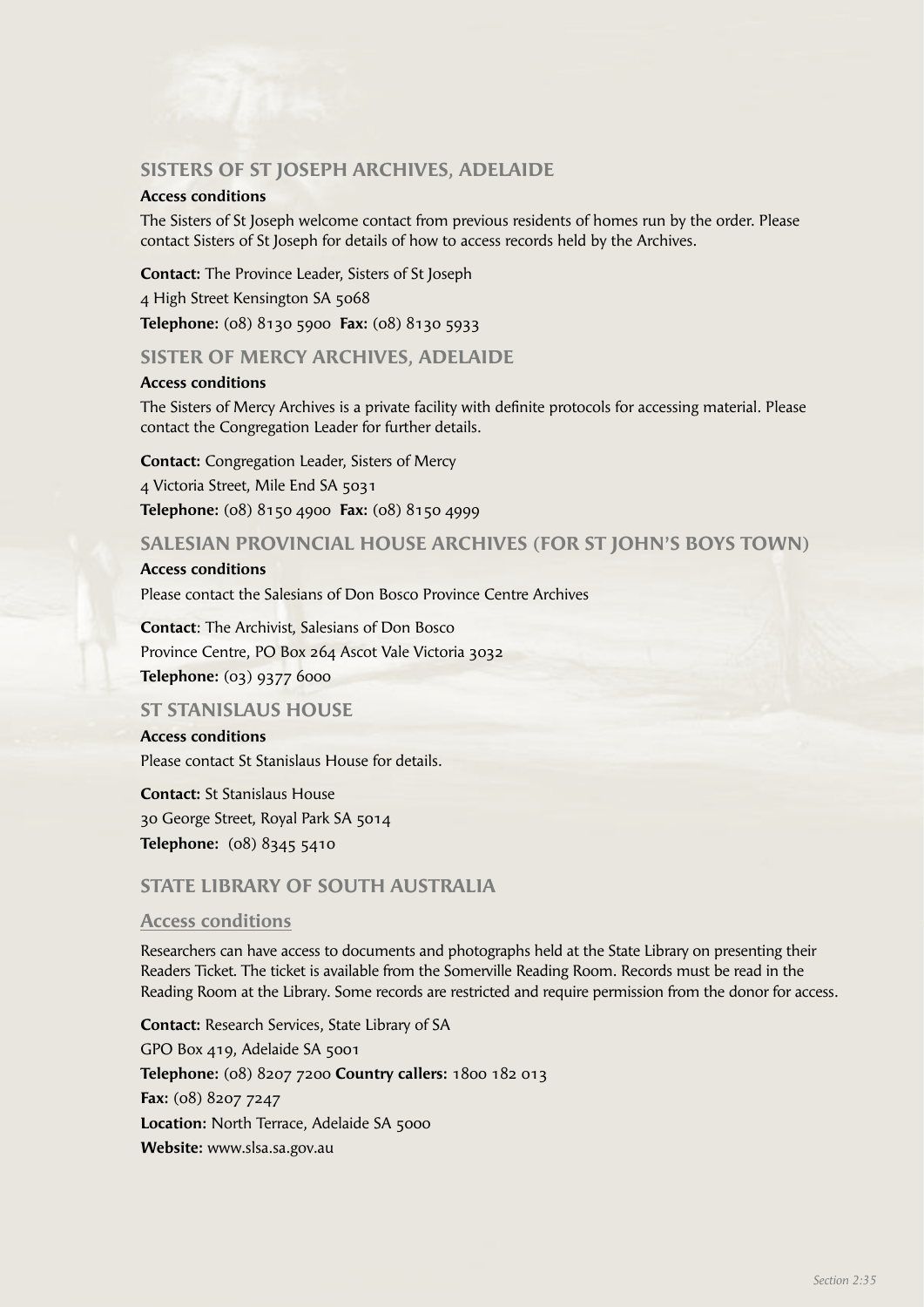## SISTERS OF ST JOSEPH ARCHIVES, ADELAIDE

**Access conditions**

The Sisters of St Joseph welcome contact from previous residents of homes run by the order. Please contact Sisters of St Joseph for details of how to access records held by the Archives.

**Contact:** The Province Leader, Sisters of St Joseph

4 High Street Kensington SA 5068

**Telephone:** (08) 8130 5900 **Fax:** (08) 8130 5933

## SISTER OF MERCY ARCHIVES, ADELAIDE

**Access conditions**

The Sisters of Mercy Archives is a private facility with definite protocols for accessing material. Please contact the Congregation Leader for further details.

**Contact:** Congregation Leader, Sisters of Mercy

4 Victoria Street, Mile End SA 5031

**Telephone:** (08) 8150 4900 **Fax:** (08) 8150 4999

## SALESIAN PROVINCIAL HOUSE ARCHIVES (FOR ST JOHN'S BOYS TOWN)

**Access conditions**

Please contact the Salesians of Don Bosco Province Centre Archives

**Contact**: The Archivist, Salesians of Don Bosco

Province Centre, PO Box 264 Ascot Vale Victoria 3032

**Telephone:** (03) 9377 6000

## ST STANISLAUS HOUSE

**Access conditions**

Please contact St Stanislaus House for details.

**Contact:** St Stanislaus House

30 George Street, Royal Park SA 5014

**Telephone:** (08) 8345 5410

## STATE LIBRARY OF SOUTH AUSTRALIA

**Access conditions**

Researchers can have access to documents and photographs held at the State Library on presenting their Readers Ticket. The ticket is available from the Somerville Reading Room. Records must be read in the Reading Room at the Library. Some records are restricted and require permission from the donor for access.

**Contact:** Research Services, State Library of SA

GPO Box 419, Adelaide SA 5001

**Telephone:** (08) 8207 7200 **Country callers:** 1800 182 013

**Fax:** (08) 8207 7247

**Location:** North Terrace, Adelaide SA 5000

**Website:** www.slsa.sa.gov.au